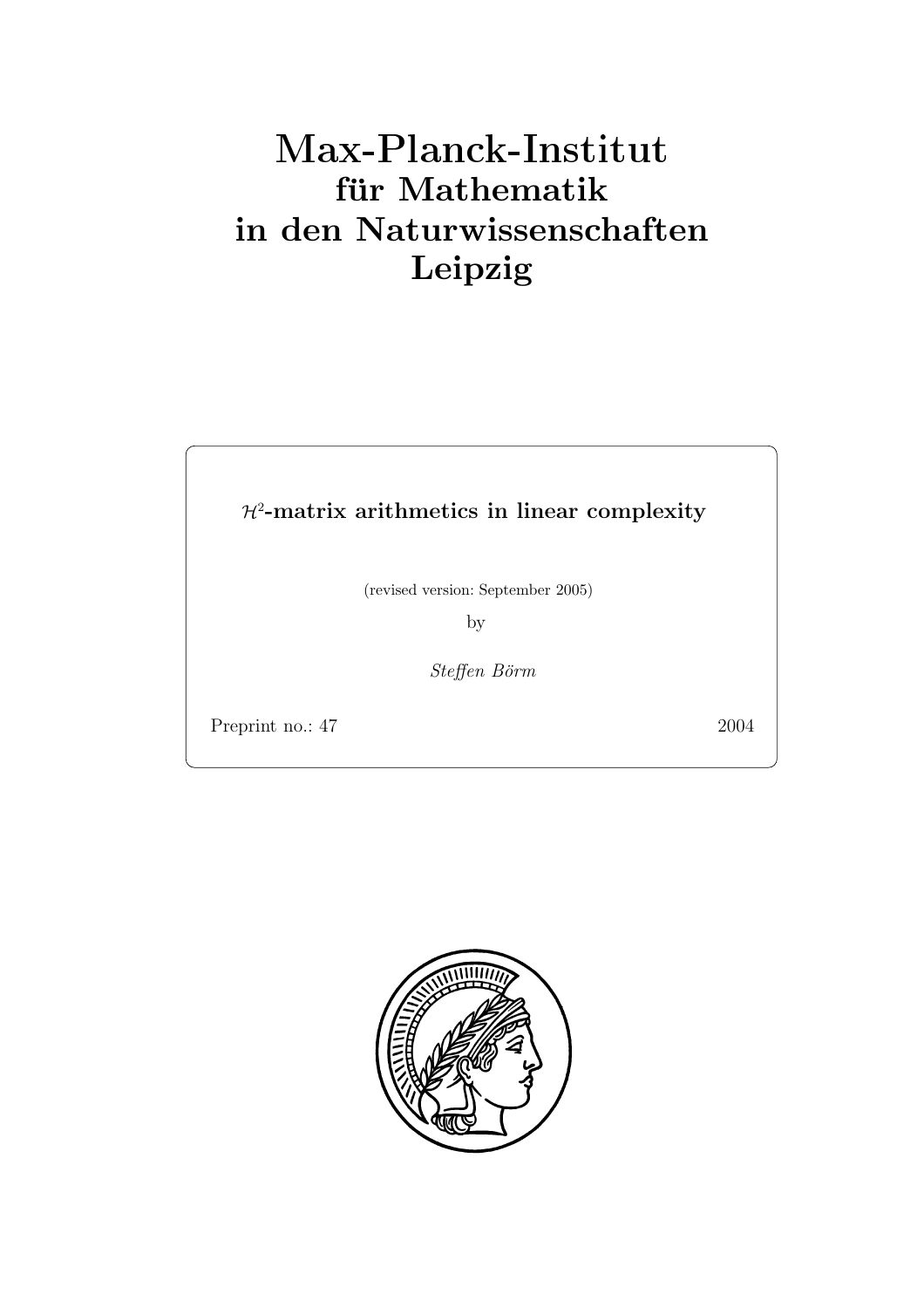# Max-Planck-Institut
## für Mathematik
## in den Naturwissenschaften
## Leipzig

**$\mathcal{H}^2$-matrix arithmetics in linear complexity**

(revised version: September 2005)

by

*Steffen Börm*

Preprint no.: 47 2004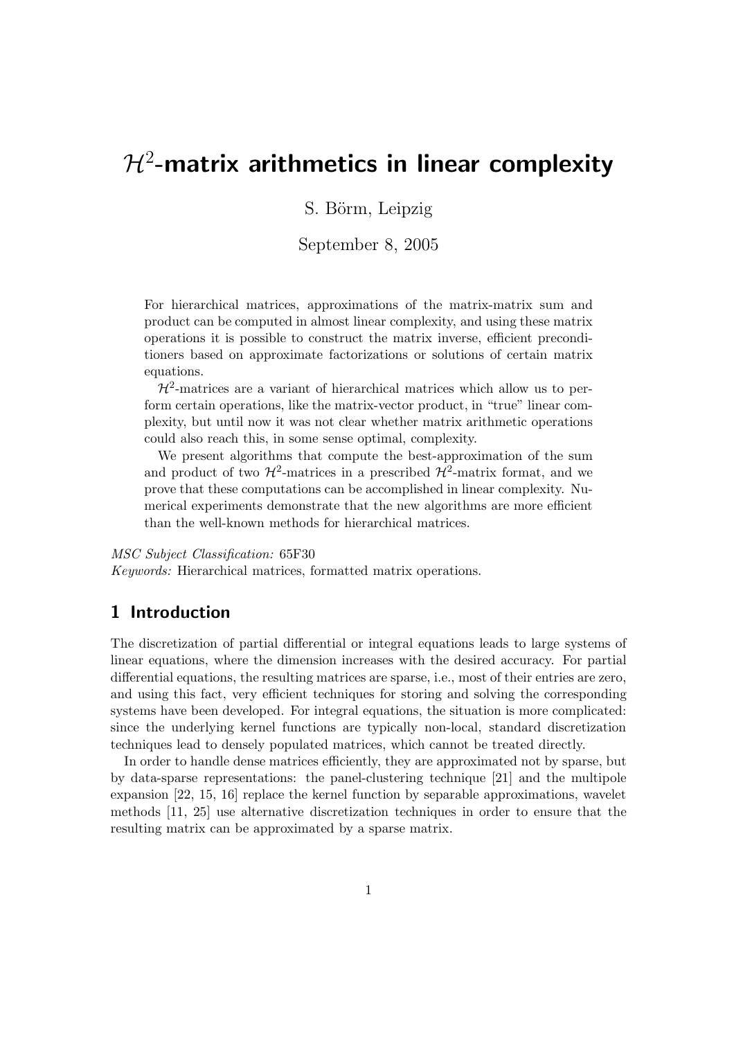# $\mathcal{H}^2$-matrix arithmetics in linear complexity

S. Börm, Leipzig

September 8, 2005

For hierarchical matrices, approximations of the matrix-matrix sum and product can be computed in almost linear complexity, and using these matrix operations it is possible to construct the matrix inverse, efficient preconditioners based on approximate factorizations or solutions of certain matrix equations.

$\mathcal{H}^2$-matrices are a variant of hierarchical matrices which allow us to perform certain operations, like the matrix-vector product, in "true" linear complexity, but until now it was not clear whether matrix arithmetic operations could also reach this, in some sense optimal, complexity.

We present algorithms that compute the best-approximation of the sum and product of two $\mathcal{H}^2$-matrices in a prescribed $\mathcal{H}^2$-matrix format, and we prove that these computations can be accomplished in linear complexity. Numerical experiments demonstrate that the new algorithms are more efficient than the well-known methods for hierarchical matrices.

*MSC Subject Classification:* 65F30

*Keywords:* Hierarchical matrices, formatted matrix operations.

## 1 Introduction

The discretization of partial differential or integral equations leads to large systems of linear equations, where the dimension increases with the desired accuracy. For partial differential equations, the resulting matrices are sparse, i.e., most of their entries are zero, and using this fact, very efficient techniques for storing and solving the corresponding systems have been developed. For integral equations, the situation is more complicated: since the underlying kernel functions are typically non-local, standard discretization techniques lead to densely populated matrices, which cannot be treated directly.

In order to handle dense matrices efficiently, they are approximated not by sparse, but by data-sparse representations: the panel-clustering technique [21] and the multipole expansion [22, 15, 16] replace the kernel function by separable approximations, wavelet methods [11, 25] use alternative discretization techniques in order to ensure that the resulting matrix can be approximated by a sparse matrix.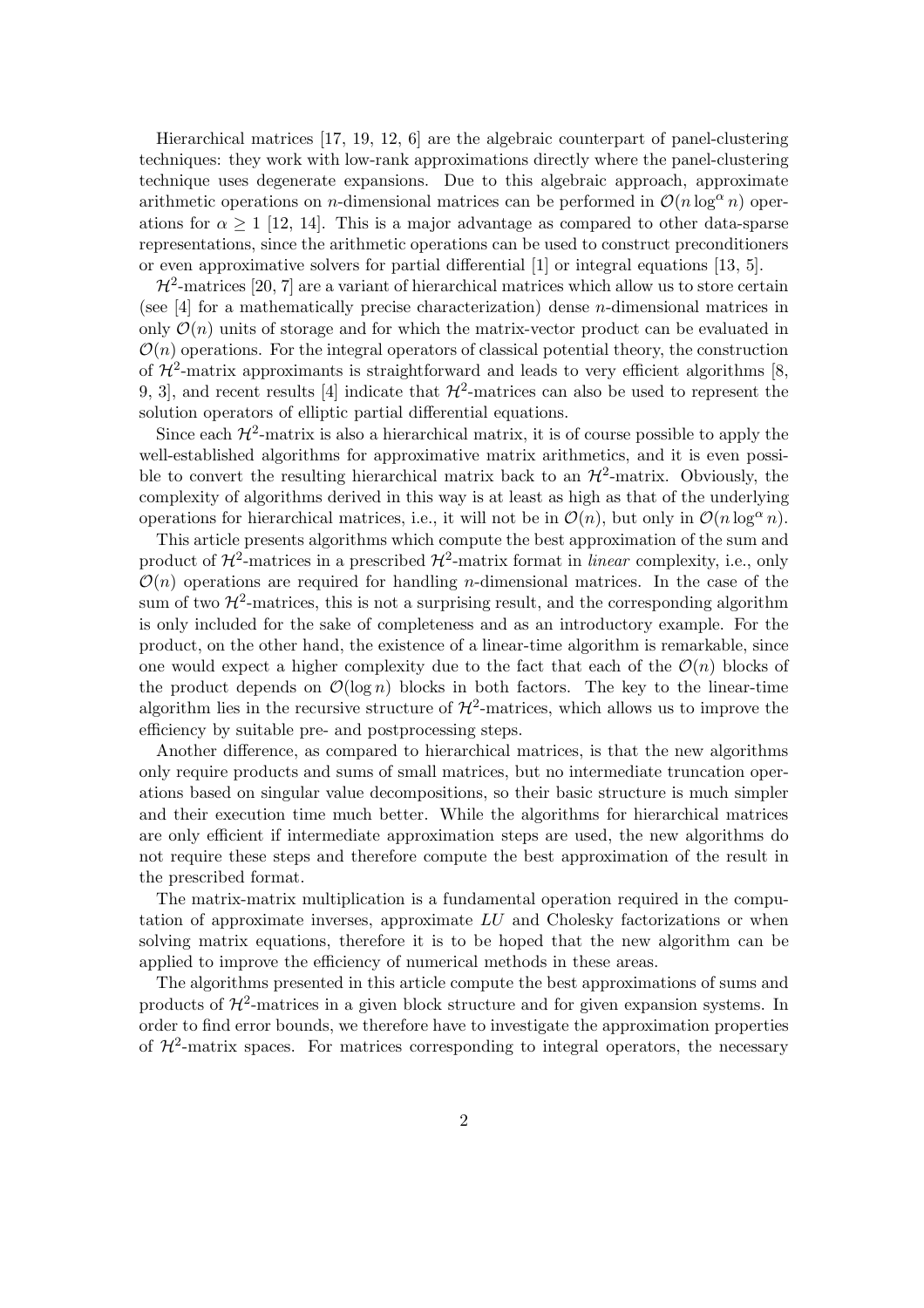Hierarchical matrices [17, 19, 12, 6] are the algebraic counterpart of panel-clustering techniques: they work with low-rank approximations directly where the panel-clustering technique uses degenerate expansions. Due to this algebraic approach, approximate arithmetic operations on $n$-dimensional matrices can be performed in $\mathcal{O}(n \log^\alpha n)$ operations for $\alpha \geq 1$ [12, 14]. This is a major advantage as compared to other data-sparse representations, since the arithmetic operations can be used to construct preconditioners or even approximative solvers for partial differential [1] or integral equations [13, 5].

$\mathcal{H}^2$-matrices [20, 7] are a variant of hierarchical matrices which allow us to store certain (see [4] for a mathematically precise characterization) dense $n$-dimensional matrices in only $\mathcal{O}(n)$ units of storage and for which the matrix-vector product can be evaluated in $\mathcal{O}(n)$ operations. For the integral operators of classical potential theory, the construction of $\mathcal{H}^2$-matrix approximants is straightforward and leads to very efficient algorithms [8, 9, 3], and recent results [4] indicate that $\mathcal{H}^2$-matrices can also be used to represent the solution operators of elliptic partial differential equations.

Since each $\mathcal{H}^2$-matrix is also a hierarchical matrix, it is of course possible to apply the well-established algorithms for approximative matrix arithmetics, and it is even possible to convert the resulting hierarchical matrix back to an $\mathcal{H}^2$-matrix. Obviously, the complexity of algorithms derived in this way is at least as high as that of the underlying operations for hierarchical matrices, i.e., it will not be in $\mathcal{O}(n)$, but only in $\mathcal{O}(n \log^\alpha n)$.

This article presents algorithms which compute the best approximation of the sum and product of $\mathcal{H}^2$-matrices in a prescribed $\mathcal{H}^2$-matrix format in *linear* complexity, i.e., only $\mathcal{O}(n)$ operations are required for handling $n$-dimensional matrices. In the case of the sum of two $\mathcal{H}^2$-matrices, this is not a surprising result, and the corresponding algorithm is only included for the sake of completeness and as an introductory example. For the product, on the other hand, the existence of a linear-time algorithm is remarkable, since one would expect a higher complexity due to the fact that each of the $\mathcal{O}(n)$ blocks of the product depends on $\mathcal{O}(\log n)$ blocks in both factors. The key to the linear-time algorithm lies in the recursive structure of $\mathcal{H}^2$-matrices, which allows us to improve the efficiency by suitable pre- and postprocessing steps.

Another difference, as compared to hierarchical matrices, is that the new algorithms only require products and sums of small matrices, but no intermediate truncation operations based on singular value decompositions, so their basic structure is much simpler and their execution time much better. While the algorithms for hierarchical matrices are only efficient if intermediate approximation steps are used, the new algorithms do not require these steps and therefore compute the best approximation of the result in the prescribed format.

The matrix-matrix multiplication is a fundamental operation required in the computation of approximate inverses, approximate $LU$ and Cholesky factorizations or when solving matrix equations, therefore it is to be hoped that the new algorithm can be applied to improve the efficiency of numerical methods in these areas.

The algorithms presented in this article compute the best approximations of sums and products of $\mathcal{H}^2$-matrices in a given block structure and for given expansion systems. In order to find error bounds, we therefore have to investigate the approximation properties of $\mathcal{H}^2$-matrix spaces. For matrices corresponding to integral operators, the necessary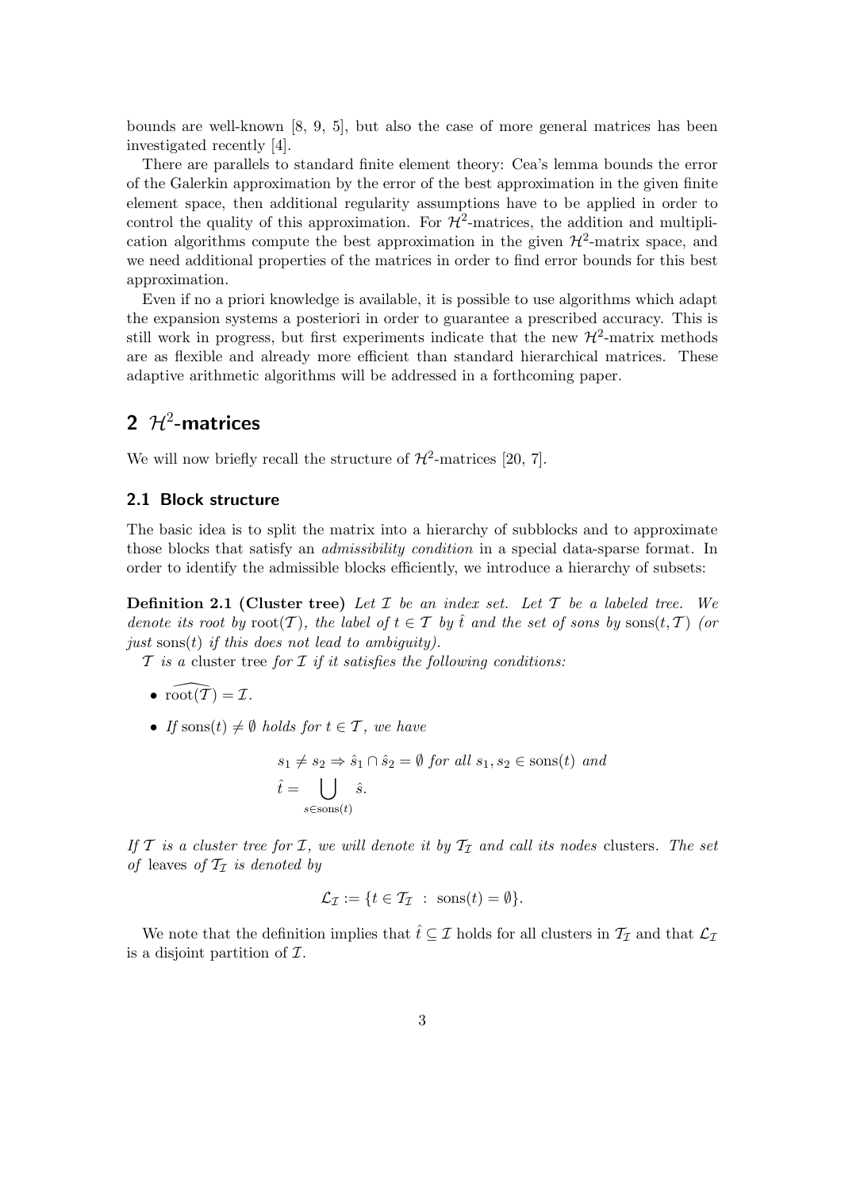bounds are well-known [8, 9, 5], but also the case of more general matrices has been investigated recently [4].

There are parallels to standard finite element theory: Cea's lemma bounds the error of the Galerkin approximation by the error of the best approximation in the given finite element space, then additional regularity assumptions have to be applied in order to control the quality of this approximation. For $\mathcal{H}^2$-matrices, the addition and multiplication algorithms compute the best approximation in the given $\mathcal{H}^2$-matrix space, and we need additional properties of the matrices in order to find error bounds for this best approximation.

Even if no a priori knowledge is available, it is possible to use algorithms which adapt the expansion systems a posteriori in order to guarantee a prescribed accuracy. This is still work in progress, but first experiments indicate that the new $\mathcal{H}^2$-matrix methods are as flexible and already more efficient than standard hierarchical matrices. These adaptive arithmetic algorithms will be addressed in a forthcoming paper.

## 2 $\mathcal{H}^2$-matrices

We will now briefly recall the structure of $\mathcal{H}^2$-matrices [20, 7].

### 2.1 Block structure

The basic idea is to split the matrix into a hierarchy of subblocks and to approximate those blocks that satisfy an *admissibility condition* in a special data-sparse format. In order to identify the admissible blocks efficiently, we introduce a hierarchy of subsets:

**Definition 2.1 (Cluster tree)** *Let $\mathcal{I}$ be an index set. Let $\mathcal{T}$ be a labeled tree. We denote its root by $\operatorname{root}(\mathcal{T})$, the label of $t \in \mathcal{T}$ by $\hat{t}$ and the set of sons by $\operatorname{sons}(t, \mathcal{T})$ (or just $\operatorname{sons}(t)$ if this does not lead to ambiguity).*

*$\mathcal{T}$ is a* cluster tree *for $\mathcal{I}$ if it satisfies the following conditions:*

- $\widehat{\operatorname{root}(\mathcal{T})} = \mathcal{I}$.
- *If $\operatorname{sons}(t) \neq \emptyset$ holds for $t \in \mathcal{T}$, we have*

$$
\begin{aligned}
&s_1 \neq s_2 \Rightarrow \hat{s}_1 \cap \hat{s}_2 = \emptyset \text{ for all } s_1, s_2 \in \operatorname{sons}(t) \text{ and} \\
&\hat{t} = \bigcup_{s \in \operatorname{sons}(t)} \hat{s}.
\end{aligned}
$$

*If $\mathcal{T}$ is a cluster tree for $\mathcal{I}$, we will denote it by $\mathcal{T}_\mathcal{I}$ and call its nodes* clusters*. The set of* leaves *of $\mathcal{T}_\mathcal{I}$ is denoted by*

$$
\mathcal{L}_\mathcal{I} := \{t \in \mathcal{T}_\mathcal{I} \ : \ \operatorname{sons}(t) = \emptyset\}.
$$

We note that the definition implies that $\hat{t} \subseteq \mathcal{I}$ holds for all clusters in $\mathcal{T}_\mathcal{I}$ and that $\mathcal{L}_\mathcal{I}$ is a disjoint partition of $\mathcal{I}$.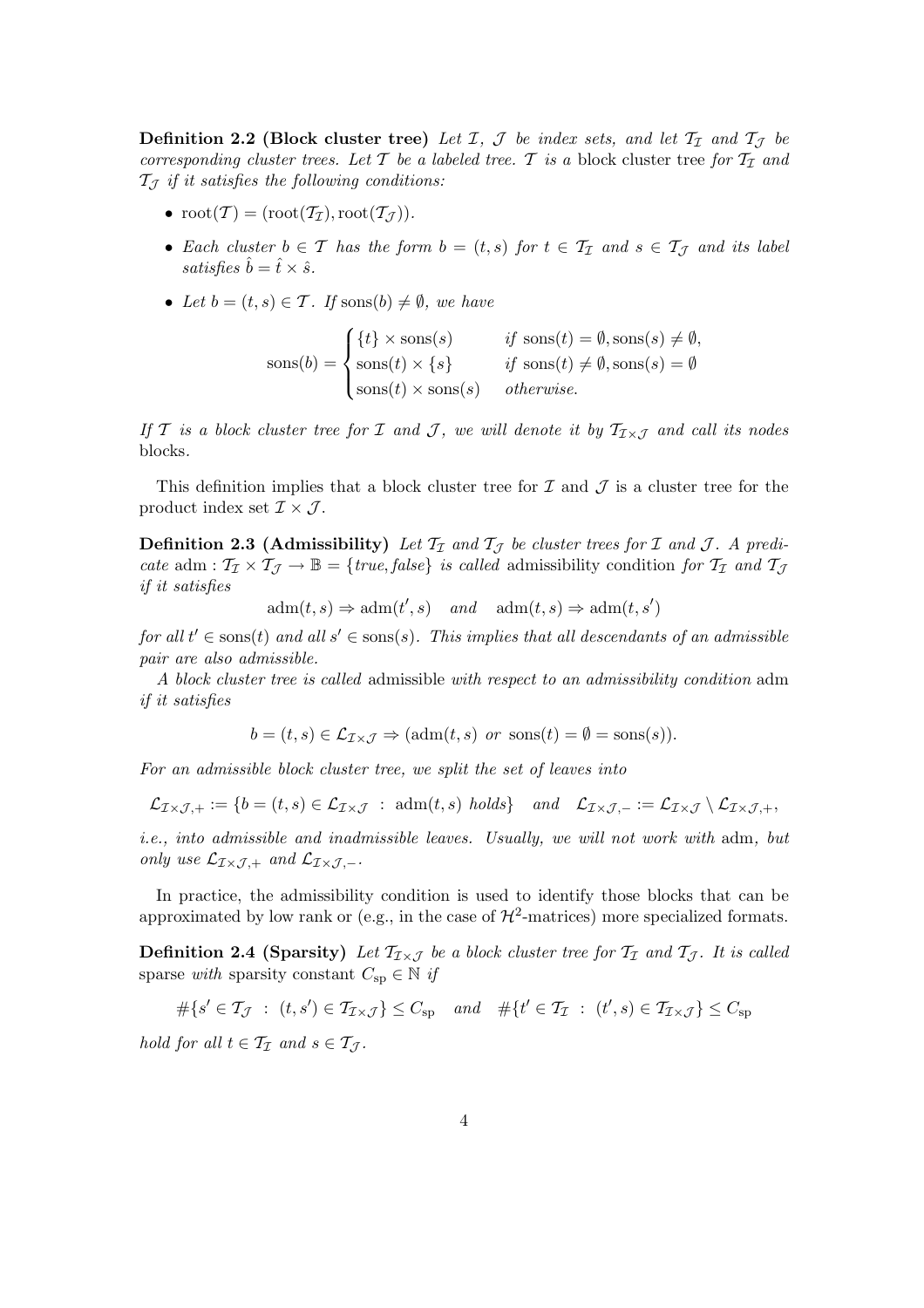**Definition 2.2 (Block cluster tree)** *Let $\mathcal{I}$, $\mathcal{J}$ be index sets, and let $\mathcal{T}_{\mathcal{I}}$ and $\mathcal{T}_{\mathcal{J}}$ be corresponding cluster trees. Let $\mathcal{T}$ be a labeled tree. $\mathcal{T}$ is a* block cluster tree *for $\mathcal{T}_{\mathcal{I}}$ and $\mathcal{T}_{\mathcal{J}}$ if it satisfies the following conditions:*

- $\mathrm{root}(\mathcal{T}) = (\mathrm{root}(\mathcal{T}_{\mathcal{I}}), \mathrm{root}(\mathcal{T}_{\mathcal{J}}))$.
- *Each cluster $b \in \mathcal{T}$ has the form $b = (t, s)$ for $t \in \mathcal{T}_{\mathcal{I}}$ and $s \in \mathcal{T}_{\mathcal{J}}$ and its label satisfies $\hat{b} = \hat{t} \times \hat{s}$.*
- *Let $b = (t, s) \in \mathcal{T}$. If $\mathrm{sons}(b) \neq \emptyset$, we have*

$$\mathrm{sons}(b) = \begin{cases} \{t\} \times \mathrm{sons}(s) & \text{if } \mathrm{sons}(t) = \emptyset, \mathrm{sons}(s) \neq \emptyset, \\ \mathrm{sons}(t) \times \{s\} & \text{if } \mathrm{sons}(t) \neq \emptyset, \mathrm{sons}(s) = \emptyset \\ \mathrm{sons}(t) \times \mathrm{sons}(s) & \text{otherwise.} \end{cases}$$

*If $\mathcal{T}$ is a block cluster tree for $\mathcal{I}$ and $\mathcal{J}$, we will denote it by $\mathcal{T}_{\mathcal{I}\times\mathcal{J}}$ and call its nodes* blocks.

This definition implies that a block cluster tree for $\mathcal{I}$ and $\mathcal{J}$ is a cluster tree for the product index set $\mathcal{I} \times \mathcal{J}$.

**Definition 2.3 (Admissibility)** *Let $\mathcal{T}_{\mathcal{I}}$ and $\mathcal{T}_{\mathcal{J}}$ be cluster trees for $\mathcal{I}$ and $\mathcal{J}$. A predicate $\mathrm{adm} : \mathcal{T}_{\mathcal{I}} \times \mathcal{T}_{\mathcal{J}} \to \mathbb{B} = \{\mathit{true}, \mathit{false}\}$ is called* admissibility condition *for $\mathcal{T}_{\mathcal{I}}$ and $\mathcal{T}_{\mathcal{J}}$ if it satisfies*

$$\mathrm{adm}(t, s) \Rightarrow \mathrm{adm}(t', s) \quad \textit{and} \quad \mathrm{adm}(t, s) \Rightarrow \mathrm{adm}(t, s')$$

*for all $t' \in \mathrm{sons}(t)$ and all $s' \in \mathrm{sons}(s)$. This implies that all descendants of an admissible pair are also admissible.*

*A block cluster tree is called* admissible *with respect to an admissibility condition* adm *if it satisfies*

$$b = (t, s) \in \mathcal{L}_{\mathcal{I}\times\mathcal{J}} \Rightarrow (\mathrm{adm}(t, s) \text{ or } \mathrm{sons}(t) = \emptyset = \mathrm{sons}(s)).$$

*For an admissible block cluster tree, we split the set of leaves into*

$$\mathcal{L}_{\mathcal{I}\times\mathcal{J},+} := \{b = (t, s) \in \mathcal{L}_{\mathcal{I}\times\mathcal{J}} \ : \ \mathrm{adm}(t, s) \text{ holds}\} \quad \textit{and} \quad \mathcal{L}_{\mathcal{I}\times\mathcal{J},-} := \mathcal{L}_{\mathcal{I}\times\mathcal{J}} \setminus \mathcal{L}_{\mathcal{I}\times\mathcal{J},+},$$

*i.e., into admissible and inadmissible leaves. Usually, we will not work with* adm*, but only use $\mathcal{L}_{\mathcal{I}\times\mathcal{J},+}$ and $\mathcal{L}_{\mathcal{I}\times\mathcal{J},-}$.*

In practice, the admissibility condition is used to identify those blocks that can be approximated by low rank or (e.g., in the case of $\mathcal{H}^2$-matrices) more specialized formats.

**Definition 2.4 (Sparsity)** *Let $\mathcal{T}_{\mathcal{I}\times\mathcal{J}}$ be a block cluster tree for $\mathcal{T}_{\mathcal{I}}$ and $\mathcal{T}_{\mathcal{J}}$. It is called* sparse *with* sparsity constant *$C_{\mathrm{sp}} \in \mathbb{N}$ if*

$$\#\{s' \in \mathcal{T}_{\mathcal{J}} \ : \ (t, s') \in \mathcal{T}_{\mathcal{I}\times\mathcal{J}}\} \leq C_{\mathrm{sp}} \quad \textit{and} \quad \#\{t' \in \mathcal{T}_{\mathcal{I}} \ : \ (t', s) \in \mathcal{T}_{\mathcal{I}\times\mathcal{J}}\} \leq C_{\mathrm{sp}}$$

*hold for all $t \in \mathcal{T}_{\mathcal{I}}$ and $s \in \mathcal{T}_{\mathcal{J}}$.*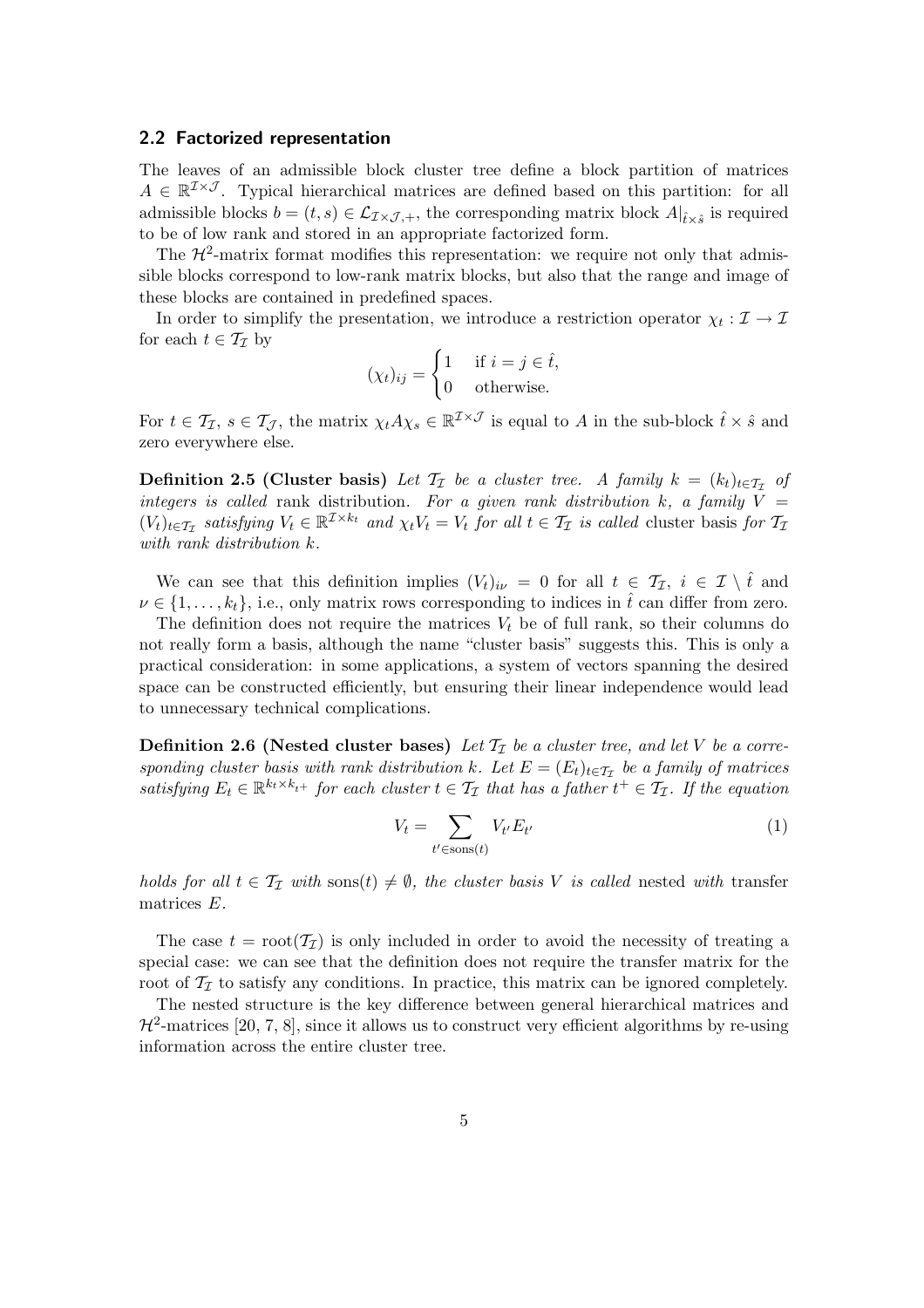### 2.2 Factorized representation

The leaves of an admissible block cluster tree define a block partition of matrices $A \in \mathbb{R}^{\mathcal{I}\times\mathcal{J}}$. Typical hierarchical matrices are defined based on this partition: for all admissible blocks $b = (t, s) \in \mathcal{L}_{\mathcal{I}\times\mathcal{J},+}$, the corresponding matrix block $A|_{\hat{t}\times\hat{s}}$ is required to be of low rank and stored in an appropriate factorized form.

The $\mathcal{H}^2$-matrix format modifies this representation: we require not only that admissible blocks correspond to low-rank matrix blocks, but also that the range and image of these blocks are contained in predefined spaces.

In order to simplify the presentation, we introduce a restriction operator $\chi_t : \mathcal{I} \to \mathcal{I}$ for each $t \in \mathcal{T}_{\mathcal{I}}$ by

$$(\chi_t)_{ij} = \begin{cases} 1 & \text{if } i = j \in \hat{t}, \\ 0 & \text{otherwise.} \end{cases}$$

For $t \in \mathcal{T}_{\mathcal{I}}$, $s \in \mathcal{T}_{\mathcal{J}}$, the matrix $\chi_t A \chi_s \in \mathbb{R}^{\mathcal{I}\times\mathcal{J}}$ is equal to $A$ in the sub-block $\hat{t} \times \hat{s}$ and zero everywhere else.

**Definition 2.5 (Cluster basis)** *Let $\mathcal{T}_{\mathcal{I}}$ be a cluster tree. A family $k = (k_t)_{t\in\mathcal{T}_{\mathcal{I}}}$ of integers is called* rank distribution*. For a given rank distribution $k$, a family $V = (V_t)_{t\in\mathcal{T}_{\mathcal{I}}}$ satisfying $V_t \in \mathbb{R}^{\mathcal{I}\times k_t}$ and $\chi_t V_t = V_t$ for all $t \in \mathcal{T}_{\mathcal{I}}$ is called* cluster basis *for $\mathcal{T}_{\mathcal{I}}$ with rank distribution $k$.*

We can see that this definition implies $(V_t)_{i\nu} = 0$ for all $t \in \mathcal{T}_{\mathcal{I}}$, $i \in \mathcal{I} \setminus \hat{t}$ and $\nu \in \{1, \ldots, k_t\}$, i.e., only matrix rows corresponding to indices in $\hat{t}$ can differ from zero.

The definition does not require the matrices $V_t$ be of full rank, so their columns do not really form a basis, although the name "cluster basis" suggests this. This is only a practical consideration: in some applications, a system of vectors spanning the desired space can be constructed efficiently, but ensuring their linear independence would lead to unnecessary technical complications.

**Definition 2.6 (Nested cluster bases)** *Let $\mathcal{T}_{\mathcal{I}}$ be a cluster tree, and let $V$ be a corresponding cluster basis with rank distribution $k$. Let $E = (E_t)_{t\in\mathcal{T}_{\mathcal{I}}}$ be a family of matrices satisfying $E_t \in \mathbb{R}^{k_t\times k_{t^+}}$ for each cluster $t \in \mathcal{T}_{\mathcal{I}}$ that has a father $t^+ \in \mathcal{T}_{\mathcal{I}}$. If the equation*

$$V_t = \sum_{t'\in\operatorname{sons}(t)} V_{t'} E_{t'} \tag{1}$$

*holds for all $t \in \mathcal{T}_{\mathcal{I}}$ with $\operatorname{sons}(t) \neq \emptyset$, the cluster basis $V$ is called* nested *with* transfer matrices *$E$.*

The case $t = \operatorname{root}(\mathcal{T}_{\mathcal{I}})$ is only included in order to avoid the necessity of treating a special case: we can see that the definition does not require the transfer matrix for the root of $\mathcal{T}_{\mathcal{I}}$ to satisfy any conditions. In practice, this matrix can be ignored completely.

The nested structure is the key difference between general hierarchical matrices and $\mathcal{H}^2$-matrices [20, 7, 8], since it allows us to construct very efficient algorithms by re-using information across the entire cluster tree.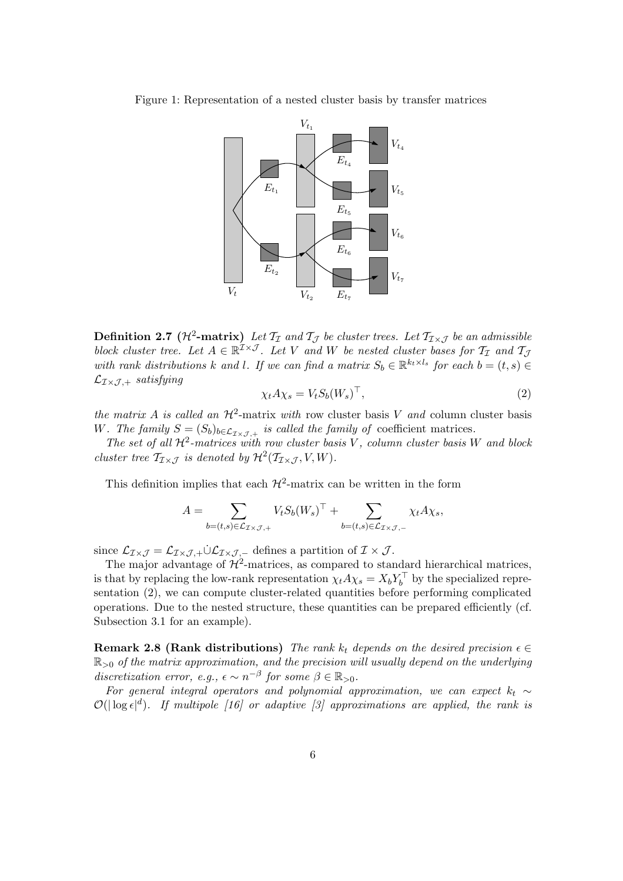Figure 1: Representation of a nested cluster basis by transfer matrices

**Definition 2.7 ($\mathcal{H}^2$-matrix)** *Let $\mathcal{T}_\mathcal{I}$ and $\mathcal{T}_\mathcal{J}$ be cluster trees. Let $\mathcal{T}_{\mathcal{I}\times\mathcal{J}}$ be an admissible block cluster tree. Let $A \in \mathbb{R}^{\mathcal{I}\times\mathcal{J}}$. Let $V$ and $W$ be nested cluster bases for $\mathcal{T}_\mathcal{I}$ and $\mathcal{T}_\mathcal{J}$ with rank distributions $k$ and $l$. If we can find a matrix $S_b \in \mathbb{R}^{k_t \times l_s}$ for each $b = (t,s) \in \mathcal{L}_{\mathcal{I}\times\mathcal{J},+}$ satisfying*

$$\chi_t A \chi_s = V_t S_b (W_s)^\top, \tag{2}$$

*the matrix $A$ is called an $\mathcal{H}^2$-*matrix *with* row cluster basis *$V$ and* column cluster basis *$W$. The family $S = (S_b)_{b\in\mathcal{L}_{\mathcal{I}\times\mathcal{J},+}}$ is called the family of* coefficient matrices*.*

*The set of all $\mathcal{H}^2$-matrices with row cluster basis $V$, column cluster basis $W$ and block cluster tree $\mathcal{T}_{\mathcal{I}\times\mathcal{J}}$ is denoted by $\mathcal{H}^2(\mathcal{T}_{\mathcal{I}\times\mathcal{J}}, V, W)$.*

This definition implies that each $\mathcal{H}^2$-matrix can be written in the form

$$A = \sum_{b=(t,s)\in\mathcal{L}_{\mathcal{I}\times\mathcal{J},+}} V_t S_b (W_s)^\top + \sum_{b=(t,s)\in\mathcal{L}_{\mathcal{I}\times\mathcal{J},-}} \chi_t A \chi_s,$$

since $\mathcal{L}_{\mathcal{I}\times\mathcal{J}} = \mathcal{L}_{\mathcal{I}\times\mathcal{J},+} \dot\cup \mathcal{L}_{\mathcal{I}\times\mathcal{J},-}$ defines a partition of $\mathcal{I}\times\mathcal{J}$.

The major advantage of $\mathcal{H}^2$-matrices, as compared to standard hierarchical matrices, is that by replacing the low-rank representation $\chi_t A \chi_s = X_b Y_b^\top$ by the specialized representation (2), we can compute cluster-related quantities before performing complicated operations. Due to the nested structure, these quantities can be prepared efficiently (cf. Subsection 3.1 for an example).

**Remark 2.8 (Rank distributions)** *The rank $k_t$ depends on the desired precision $\epsilon \in \mathbb{R}_{>0}$ of the matrix approximation, and the precision will usually depend on the underlying discretization error, e.g., $\epsilon \sim n^{-\beta}$ for some $\beta \in \mathbb{R}_{>0}$.*

*For general integral operators and polynomial approximation, we can expect $k_t \sim \mathcal{O}(|\log\epsilon|^d)$. If multipole [16] or adaptive [3] approximations are applied, the rank is*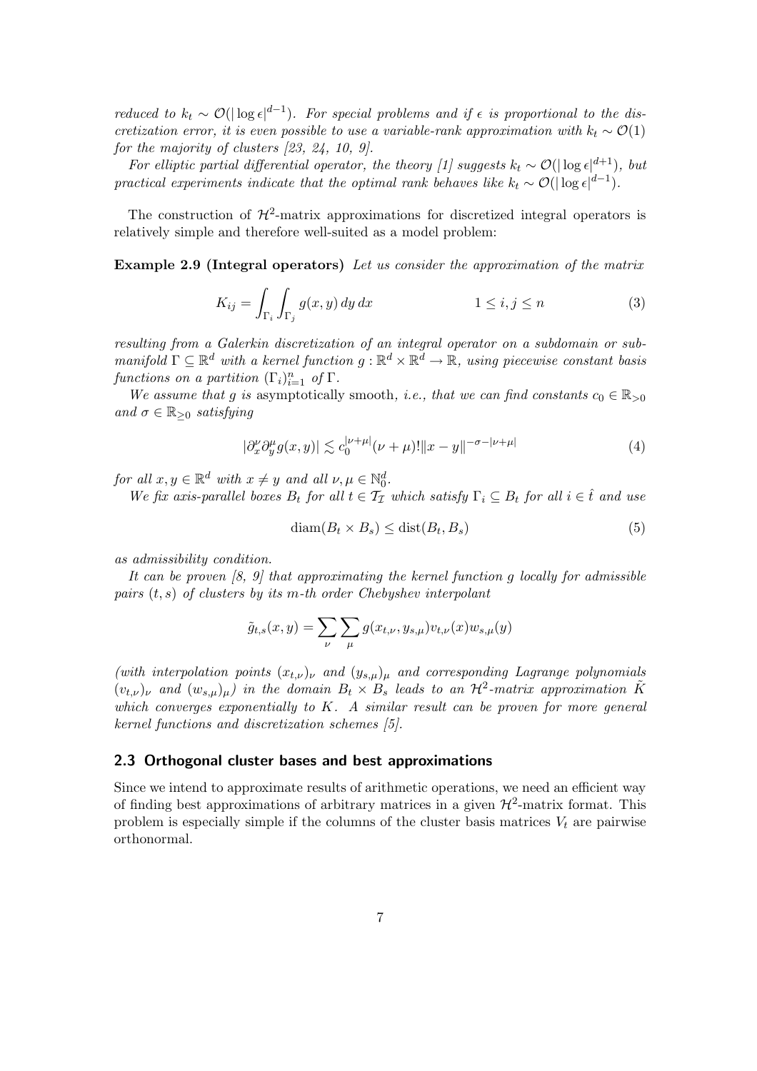*reduced to $k_t \sim \mathcal{O}(|\log \epsilon|^{d-1})$. For special problems and if $\epsilon$ is proportional to the discretization error, it is even possible to use a variable-rank approximation with $k_t \sim \mathcal{O}(1)$ for the majority of clusters [23, 24, 10, 9].*

*For elliptic partial differential operator, the theory [1] suggests $k_t \sim \mathcal{O}(|\log \epsilon|^{d+1})$, but practical experiments indicate that the optimal rank behaves like $k_t \sim \mathcal{O}(|\log \epsilon|^{d-1})$.*

The construction of $\mathcal{H}^2$-matrix approximations for discretized integral operators is relatively simple and therefore well-suited as a model problem:

**Example 2.9 (Integral operators)** *Let us consider the approximation of the matrix*

$$K_{ij} = \int_{\Gamma_i} \int_{\Gamma_j} g(x,y)\, dy\, dx \qquad\qquad 1 \le i,j \le n \tag{3}$$

*resulting from a Galerkin discretization of an integral operator on a subdomain or submanifold $\Gamma \subseteq \mathbb{R}^d$ with a kernel function $g : \mathbb{R}^d \times \mathbb{R}^d \to \mathbb{R}$, using piecewise constant basis functions on a partition $(\Gamma_i)_{i=1}^n$ of $\Gamma$.*

*We assume that $g$ is* asymptotically smooth*, i.e., that we can find constants $c_0 \in \mathbb{R}_{>0}$ and $\sigma \in \mathbb{R}_{\ge 0}$ satisfying*

$$|\partial_x^\nu \partial_y^\mu g(x,y)| \lesssim c_0^{|\nu+\mu|} (\nu+\mu)! \|x-y\|^{-\sigma-|\nu+\mu|} \tag{4}$$

*for all $x, y \in \mathbb{R}^d$ with $x \ne y$ and all $\nu, \mu \in \mathbb{N}_0^d$.*

*We fix axis-parallel boxes $B_t$ for all $t \in \mathcal{T}_\mathcal{I}$ which satisfy $\Gamma_i \subseteq B_t$ for all $i \in \hat{t}$ and use*

$$\operatorname{diam}(B_t \times B_s) \le \operatorname{dist}(B_t, B_s) \tag{5}$$

*as admissibility condition.*

*It can be proven [8, 9] that approximating the kernel function $g$ locally for admissible pairs $(t,s)$ of clusters by its $m$-th order Chebyshev interpolant*

$$\tilde{g}_{t,s}(x,y) = \sum_\nu \sum_\mu g(x_{t,\nu}, y_{s,\mu}) v_{t,\nu}(x) w_{s,\mu}(y)$$

*(with interpolation points $(x_{t,\nu})_\nu$ and $(y_{s,\mu})_\mu$ and corresponding Lagrange polynomials $(v_{t,\nu})_\nu$ and $(w_{s,\mu})_\mu$) in the domain $B_t \times B_s$ leads to an $\mathcal{H}^2$-matrix approximation $\tilde{K}$ which converges exponentially to $K$. A similar result can be proven for more general kernel functions and discretization schemes [5].*

## 2.3 Orthogonal cluster bases and best approximations

Since we intend to approximate results of arithmetic operations, we need an efficient way of finding best approximations of arbitrary matrices in a given $\mathcal{H}^2$-matrix format. This problem is especially simple if the columns of the cluster basis matrices $V_t$ are pairwise orthonormal.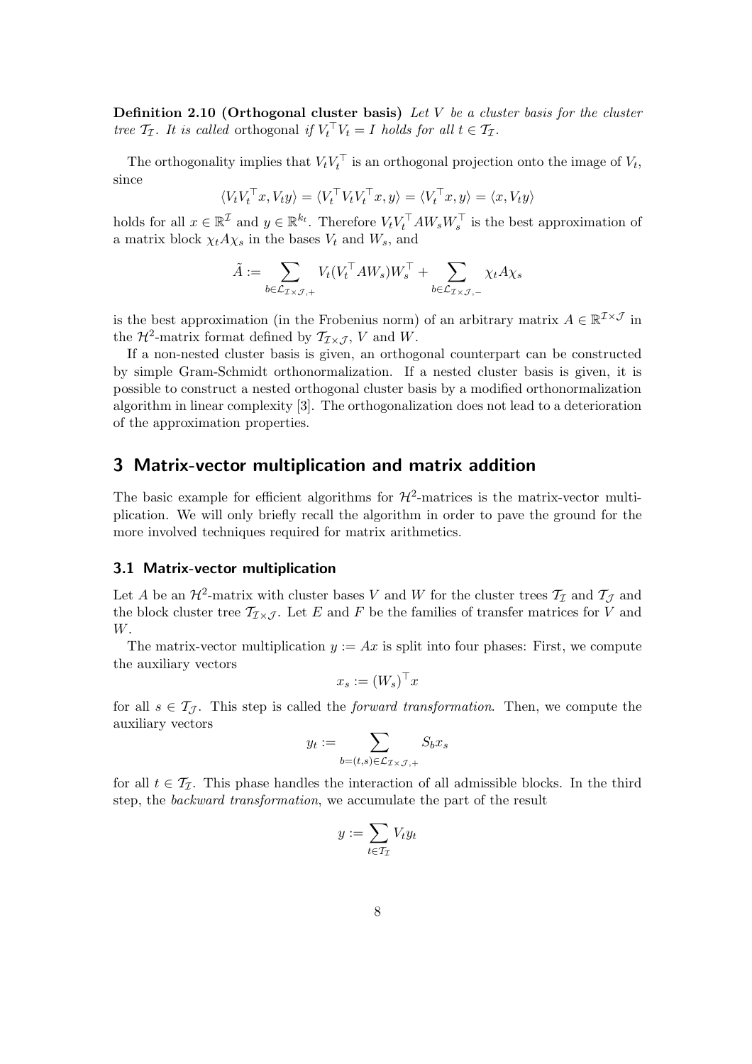**Definition 2.10 (Orthogonal cluster basis)** *Let $V$ be a cluster basis for the cluster tree $\mathcal{T}_{\mathcal{I}}$. It is called* orthogonal *if $V_t^\top V_t = I$ holds for all $t \in \mathcal{T}_{\mathcal{I}}$.*

The orthogonality implies that $V_t V_t^\top$ is an orthogonal projection onto the image of $V_t$, since

$$\langle V_t V_t^\top x, V_t y \rangle = \langle V_t^\top V_t V_t^\top x, y \rangle = \langle V_t^\top x, y \rangle = \langle x, V_t y \rangle$$

holds for all $x \in \mathbb{R}^{\mathcal{I}}$ and $y \in \mathbb{R}^{k_t}$. Therefore $V_t V_t^\top A W_s W_s^\top$ is the best approximation of a matrix block $\chi_t A \chi_s$ in the bases $V_t$ and $W_s$, and

$$\tilde{A} := \sum_{b \in \mathcal{L}_{\mathcal{I}\times\mathcal{J},+}} V_t (V_t^\top A W_s) W_s^\top + \sum_{b \in \mathcal{L}_{\mathcal{I}\times\mathcal{J},-}} \chi_t A \chi_s$$

is the best approximation (in the Frobenius norm) of an arbitrary matrix $A \in \mathbb{R}^{\mathcal{I}\times\mathcal{J}}$ in the $\mathcal{H}^2$-matrix format defined by $\mathcal{T}_{\mathcal{I}\times\mathcal{J}}$, $V$ and $W$.

If a non-nested cluster basis is given, an orthogonal counterpart can be constructed by simple Gram-Schmidt orthonormalization. If a nested cluster basis is given, it is possible to construct a nested orthogonal cluster basis by a modified orthonormalization algorithm in linear complexity [3]. The orthogonalization does not lead to a deterioration of the approximation properties.

## 3 Matrix-vector multiplication and matrix addition

The basic example for efficient algorithms for $\mathcal{H}^2$-matrices is the matrix-vector multiplication. We will only briefly recall the algorithm in order to pave the ground for the more involved techniques required for matrix arithmetics.

### 3.1 Matrix-vector multiplication

Let $A$ be an $\mathcal{H}^2$-matrix with cluster bases $V$ and $W$ for the cluster trees $\mathcal{T}_{\mathcal{I}}$ and $\mathcal{T}_{\mathcal{J}}$ and the block cluster tree $\mathcal{T}_{\mathcal{I}\times\mathcal{J}}$. Let $E$ and $F$ be the families of transfer matrices for $V$ and $W$.

The matrix-vector multiplication $y := Ax$ is split into four phases: First, we compute the auxiliary vectors

$$x_s := (W_s)^\top x$$

for all $s \in \mathcal{T}_{\mathcal{J}}$. This step is called the *forward transformation*. Then, we compute the auxiliary vectors

$$y_t := \sum_{b=(t,s) \in \mathcal{L}_{\mathcal{I}\times\mathcal{J},+}} S_b x_s$$

for all $t \in \mathcal{T}_{\mathcal{I}}$. This phase handles the interaction of all admissible blocks. In the third step, the *backward transformation*, we accumulate the part of the result

$$y := \sum_{t \in \mathcal{T}_{\mathcal{I}}} V_t y_t$$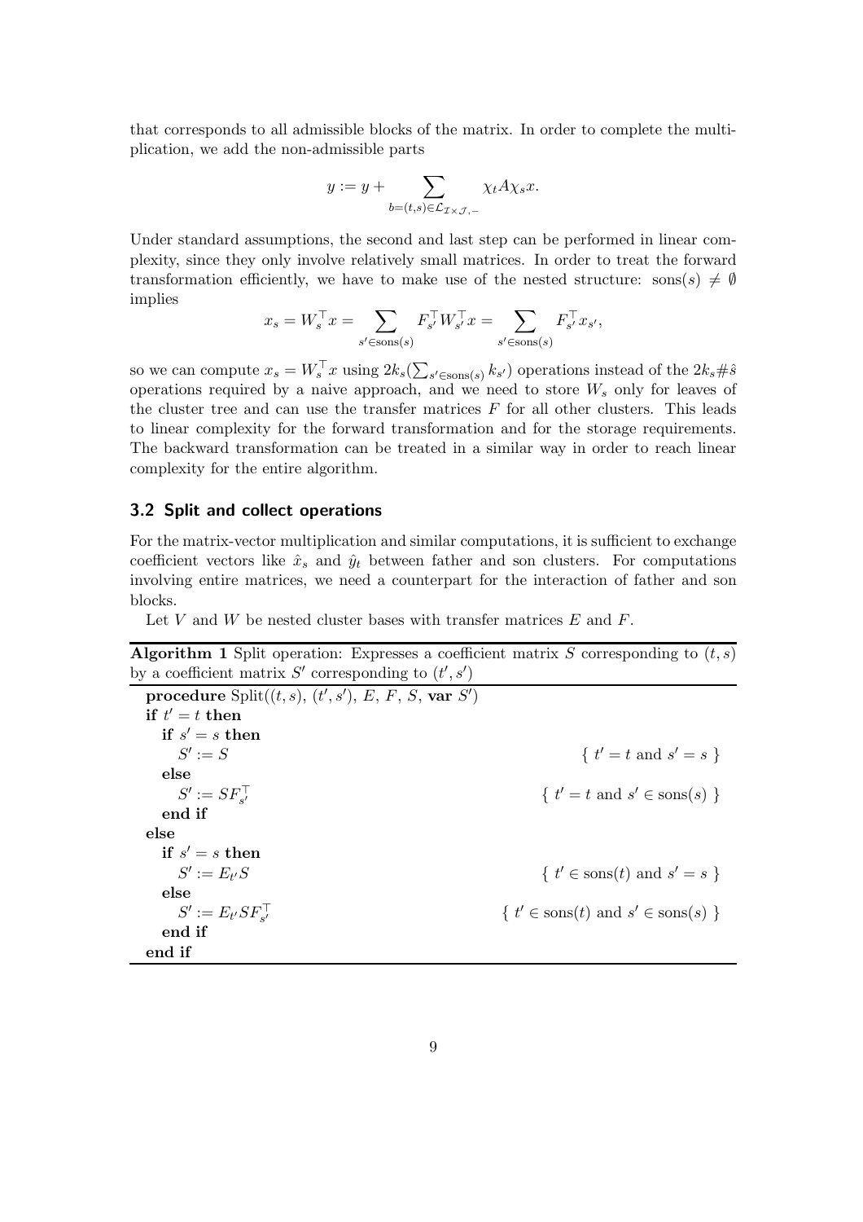that corresponds to all admissible blocks of the matrix. In order to complete the multiplication, we add the non-admissible parts

$$y := y + \sum_{b=(t,s)\in\mathcal{L}_{\mathcal{I}\times\mathcal{J},-}} \chi_t A \chi_s x.$$

Under standard assumptions, the second and last step can be performed in linear complexity, since they only involve relatively small matrices. In order to treat the forward transformation efficiently, we have to make use of the nested structure: $\operatorname{sons}(s) \neq \emptyset$ implies

$$x_s = W_s^\top x = \sum_{s'\in\operatorname{sons}(s)} F_{s'}^\top W_{s'}^\top x = \sum_{s'\in\operatorname{sons}(s)} F_{s'}^\top x_{s'},$$

so we can compute $x_s = W_s^\top x$ using $2k_s(\sum_{s'\in\operatorname{sons}(s)} k_{s'})$ operations instead of the $2k_s\#\hat{s}$ operations required by a naive approach, and we need to store $W_s$ only for leaves of the cluster tree and can use the transfer matrices $F$ for all other clusters. This leads to linear complexity for the forward transformation and for the storage requirements. The backward transformation can be treated in a similar way in order to reach linear complexity for the entire algorithm.

### 3.2 Split and collect operations

For the matrix-vector multiplication and similar computations, it is sufficient to exchange coefficient vectors like $\hat{x}_s$ and $\hat{y}_t$ between father and son clusters. For computations involving entire matrices, we need a counterpart for the interaction of father and son blocks.

Let $V$ and $W$ be nested cluster bases with transfer matrices $E$ and $F$.

**Algorithm 1** Split operation: Expresses a coefficient matrix $S$ corresponding to $(t,s)$ by a coefficient matrix $S'$ corresponding to $(t',s')$

```
procedure Split((t,s), (t',s'), E, F, S, var S')
if t' = t then
  if s' = s then
    S' := S                          { t' = t and s' = s }
  else
    S' := S F_{s'}^T                 { t' = t and s' ∈ sons(s) }
  end if
else
  if s' = s then
    S' := E_{t'} S                   { t' ∈ sons(t) and s' = s }
  else
    S' := E_{t'} S F_{s'}^T          { t' ∈ sons(t) and s' ∈ sons(s) }
  end if
end if
```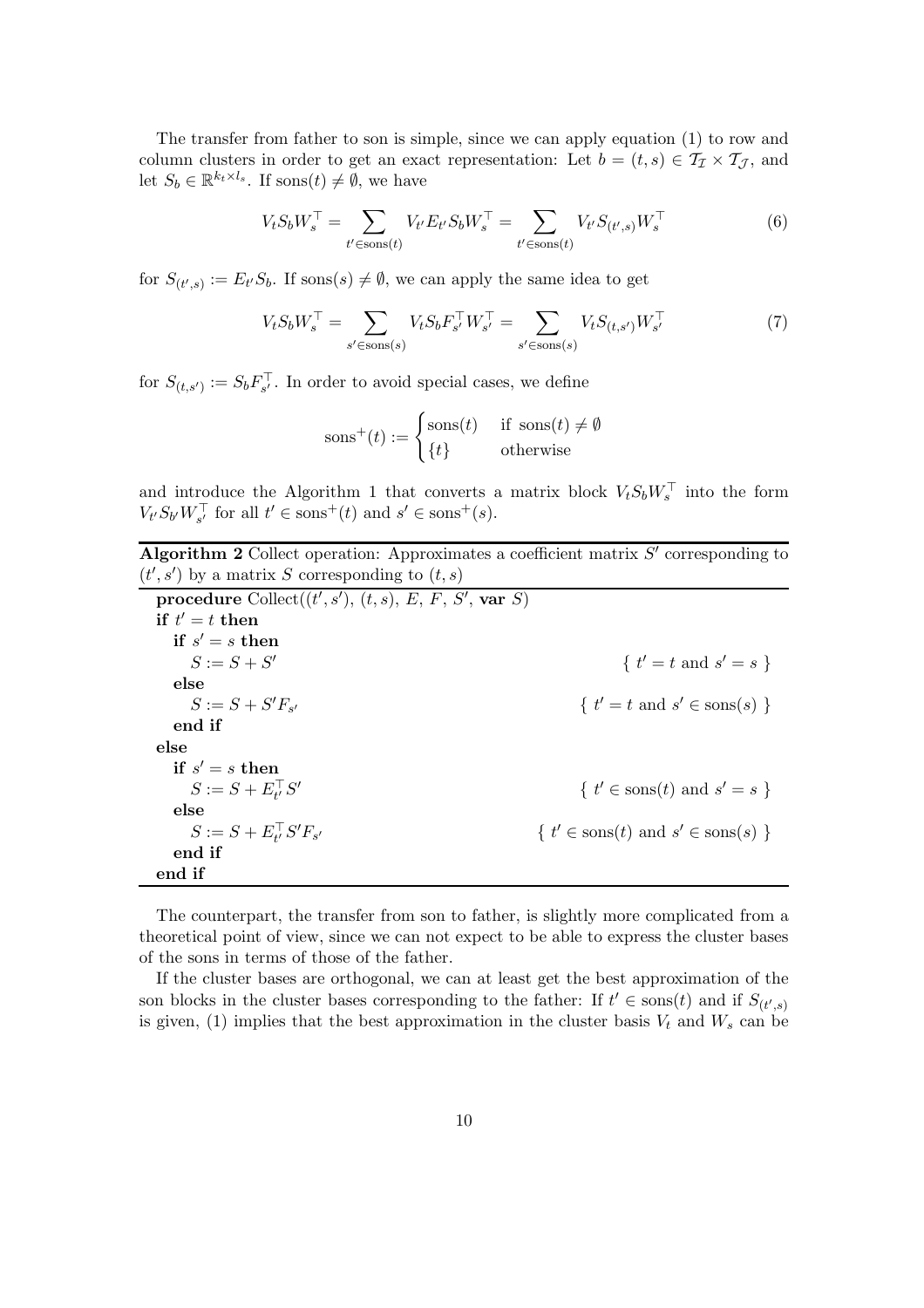The transfer from father to son is simple, since we can apply equation (1) to row and column clusters in order to get an exact representation: Let $b = (t,s) \in \mathcal{T}_\mathcal{I} \times \mathcal{T}_\mathcal{J}$, and let $S_b \in \mathbb{R}^{k_t \times l_s}$. If $\operatorname{sons}(t) \neq \emptyset$, we have

$$V_t S_b W_s^\top = \sum_{t' \in \operatorname{sons}(t)} V_{t'} E_{t'} S_b W_s^\top = \sum_{t' \in \operatorname{sons}(t)} V_{t'} S_{(t',s)} W_s^\top \tag{6}$$

for $S_{(t',s)} := E_{t'} S_b$. If $\operatorname{sons}(s) \neq \emptyset$, we can apply the same idea to get

$$V_t S_b W_s^\top = \sum_{s' \in \operatorname{sons}(s)} V_t S_b F_{s'}^\top W_{s'}^\top = \sum_{s' \in \operatorname{sons}(s)} V_t S_{(t,s')} W_{s'}^\top \tag{7}$$

for $S_{(t,s')} := S_b F_{s'}^\top$. In order to avoid special cases, we define

$$\operatorname{sons}^+(t) := \begin{cases} \operatorname{sons}(t) & \text{if } \operatorname{sons}(t) \neq \emptyset \\ \{t\} & \text{otherwise} \end{cases}$$

and introduce the Algorithm 1 that converts a matrix block $V_t S_b W_s^\top$ into the form $V_{t'} S_{b'} W_{s'}^\top$ for all $t' \in \operatorname{sons}^+(t)$ and $s' \in \operatorname{sons}^+(s)$.

**Algorithm 2** Collect operation: Approximates a coefficient matrix $S'$ corresponding to $(t', s')$ by a matrix $S$ corresponding to $(t, s)$

```
procedure Collect((t', s'), (t, s), E, F, S', var S)
if t' = t then
  if s' = s then
    S := S + S'                          { t' = t and s' = s }
  else
    S := S + S' F_{s'}                   { t' = t and s' ∈ sons(s) }
  end if
else
  if s' = s then
    S := S + E_{t'}^T S'                 { t' ∈ sons(t) and s' = s }
  else
    S := S + E_{t'}^T S' F_{s'}          { t' ∈ sons(t) and s' ∈ sons(s) }
  end if
end if
```

The counterpart, the transfer from son to father, is slightly more complicated from a theoretical point of view, since we can not expect to be able to express the cluster bases of the sons in terms of those of the father.

If the cluster bases are orthogonal, we can at least get the best approximation of the son blocks in the cluster bases corresponding to the father: If $t' \in \operatorname{sons}(t)$ and if $S_{(t',s)}$ is given, (1) implies that the best approximation in the cluster basis $V_t$ and $W_s$ can be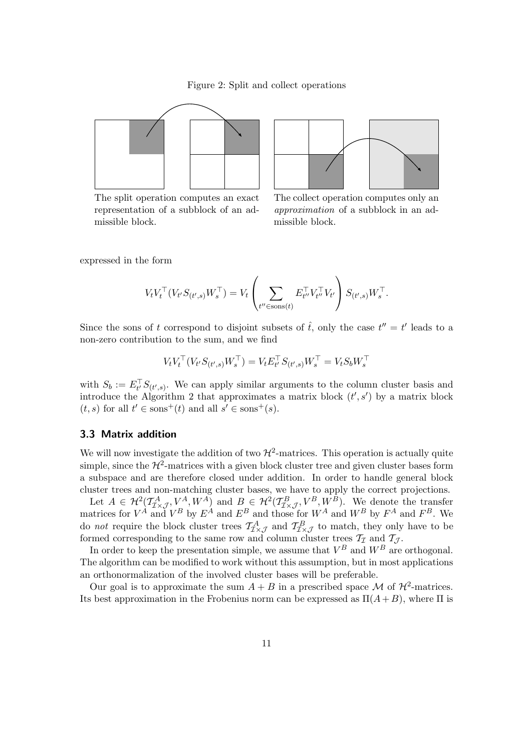Figure 2: Split and collect operations

The split operation computes an exact representation of a subblock of an admissible block.

The collect operation computes only an *approximation* of a subblock in an admissible block.

expressed in the form

$$V_t V_t^\top (V_{t'} S_{(t',s)} W_s^\top) = V_t \left( \sum_{t'' \in \text{sons}(t)} E_{t''}^\top V_{t''}^\top V_{t'} \right) S_{(t',s)} W_s^\top.$$

Since the sons of $t$ correspond to disjoint subsets of $\hat{t}$, only the case $t'' = t'$ leads to a non-zero contribution to the sum, and we find

$$V_t V_t^\top (V_{t'} S_{(t',s)} W_s^\top) = V_t E_{t'}^\top S_{(t',s)} W_s^\top = V_t S_b W_s^\top$$

with $S_b := E_{t'}^\top S_{(t',s)}$. We can apply similar arguments to the column cluster basis and introduce the Algorithm 2 that approximates a matrix block $(t', s')$ by a matrix block $(t, s)$ for all $t' \in \text{sons}^+(t)$ and all $s' \in \text{sons}^+(s)$.

### 3.3 Matrix addition

We will now investigate the addition of two $\mathcal{H}^2$-matrices. This operation is actually quite simple, since the $\mathcal{H}^2$-matrices with a given block cluster tree and given cluster bases form a subspace and are therefore closed under addition. In order to handle general block cluster trees and non-matching cluster bases, we have to apply the correct projections.

Let $A \in \mathcal{H}^2(\mathcal{T}^A_{\mathcal{I}\times\mathcal{J}}, V^A, W^A)$ and $B \in \mathcal{H}^2(\mathcal{T}^B_{\mathcal{I}\times\mathcal{J}}, V^B, W^B)$. We denote the transfer matrices for $V^A$ and $V^B$ by $E^A$ and $E^B$ and those for $W^A$ and $W^B$ by $F^A$ and $F^B$. We do *not* require the block cluster trees $\mathcal{T}^A_{\mathcal{I}\times\mathcal{J}}$ and $\mathcal{T}^B_{\mathcal{I}\times\mathcal{J}}$ to match, they only have to be formed corresponding to the same row and column cluster trees $\mathcal{T}_\mathcal{I}$ and $\mathcal{T}_\mathcal{J}$.

In order to keep the presentation simple, we assume that $V^B$ and $W^B$ are orthogonal. The algorithm can be modified to work without this assumption, but in most applications an orthonormalization of the involved cluster bases will be preferable.

Our goal is to approximate the sum $A + B$ in a prescribed space $\mathcal{M}$ of $\mathcal{H}^2$-matrices. Its best approximation in the Frobenius norm can be expressed as $\Pi(A + B)$, where $\Pi$ is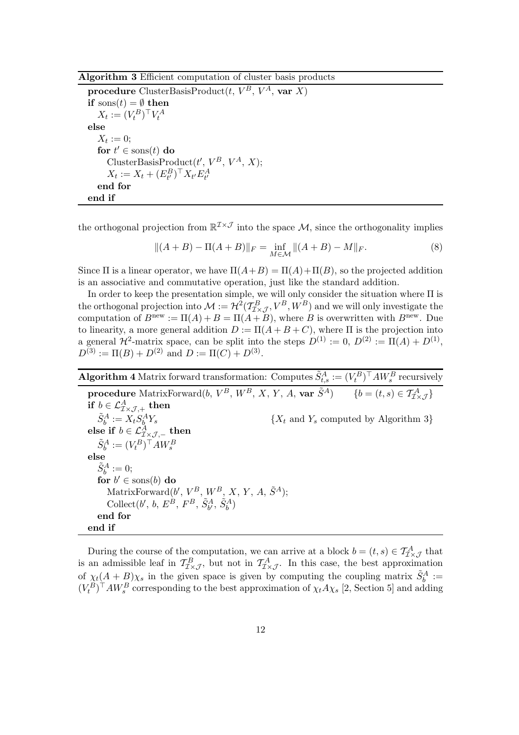**Algorithm 3** Efficient computation of cluster basis products

```
procedure ClusterBasisProduct(t, V^B, V^A, var X)
if sons(t) = ∅ then
    X_t := (V_t^B)^T V_t^A
else
    X_t := 0;
    for t' ∈ sons(t) do
        ClusterBasisProduct(t', V^B, V^A, X);
        X_t := X_t + (E_{t'}^B)^T X_{t'} E_{t'}^A
    end for
end if
```

the orthogonal projection from $\mathbb{R}^{\mathcal{I}\times\mathcal{J}}$ into the space $\mathcal{M}$, since the orthogonality implies

$$\|(A+B) - \Pi(A+B)\|_F = \inf_{M\in\mathcal{M}} \|(A+B) - M\|_F. \tag{8}$$

Since $\Pi$ is a linear operator, we have $\Pi(A+B) = \Pi(A)+\Pi(B)$, so the projected addition is an associative and commutative operation, just like the standard addition.

In order to keep the presentation simple, we will only consider the situation where $\Pi$ is the orthogonal projection into $\mathcal{M} := \mathcal{H}^2(\mathcal{T}^B_{\mathcal{I}\times\mathcal{J}}, V^B, W^B)$ and we will only investigate the computation of $B^{\text{new}} := \Pi(A) + B = \Pi(A+B)$, where $B$ is overwritten with $B^{\text{new}}$. Due to linearity, a more general addition $D := \Pi(A+B+C)$, where $\Pi$ is the projection into a general $\mathcal{H}^2$-matrix space, can be split into the steps $D^{(1)} := 0$, $D^{(2)} := \Pi(A) + D^{(1)}$, $D^{(3)} := \Pi(B) + D^{(2)}$ and $D := \Pi(C) + D^{(3)}$.

**Algorithm 4** Matrix forward transformation: Computes $\tilde{S}^A_{t,s} := (V^B_t)^\top A W^B_s$ recursively

```
procedure MatrixForward(b, V^B, W^B, X, Y, A, var S̃^A)      {b = (t,s) ∈ T^A_{I×J}}
if b ∈ L^A_{I×J,+} then
    S̃_b^A := X_t S_b^A Y_s                                   {X_t and Y_s computed by Algorithm 3}
else if b ∈ L^A_{I×J,−} then
    S̃_b^A := (V_t^B)^T A W_s^B
else
    S̃_b^A := 0;
    for b' ∈ sons(b) do
        MatrixForward(b', V^B, W^B, X, Y, A, S̃^A);
        Collect(b', b, E^B, F^B, S̃_{b'}^A, S̃_b^A)
    end for
end if
```

During the course of the computation, we can arrive at a block $b = (t,s) \in \mathcal{T}^A_{\mathcal{I}\times\mathcal{J}}$ that is an admissible leaf in $\mathcal{T}^B_{\mathcal{I}\times\mathcal{J}}$, but not in $\mathcal{T}^A_{\mathcal{I}\times\mathcal{J}}$. In this case, the best approximation of $\chi_t(A+B)\chi_s$ in the given space is given by computing the coupling matrix $\tilde{S}^A_b := (V^B_t)^\top A W^B_s$ corresponding to the best approximation of $\chi_t A \chi_s$ [2, Section 5] and adding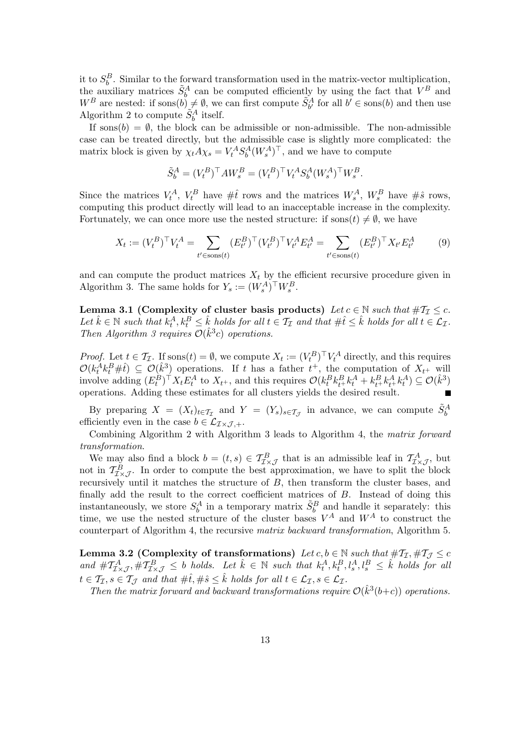it to $S_b^B$. Similar to the forward transformation used in the matrix-vector multiplication, the auxiliary matrices $\tilde{S}_b^A$ can be computed efficiently by using the fact that $V^B$ and $W^B$ are nested: if $\operatorname{sons}(b) \neq \emptyset$, we can first compute $\tilde{S}_{b'}^A$ for all $b' \in \operatorname{sons}(b)$ and then use Algorithm 2 to compute $\tilde{S}_b^A$ itself.

If $\operatorname{sons}(b) = \emptyset$, the block can be admissible or non-admissible. The non-admissible case can be treated directly, but the admissible case is slightly more complicated: the matrix block is given by $\chi_t A \chi_s = V_t^A S_b^A (W_s^A)^\top$, and we have to compute

$$\tilde{S}_b^A = (V_t^B)^\top A W_s^B = (V_t^B)^\top V_t^A S_b^A (W_s^A)^\top W_s^B.$$

Since the matrices $V_t^A$, $V_t^B$ have $\#\hat{t}$ rows and the matrices $W_s^A$, $W_s^B$ have $\#\hat{s}$ rows, computing this product directly will lead to an inacceptable increase in the complexity. Fortunately, we can once more use the nested structure: if $\operatorname{sons}(t) \neq \emptyset$, we have

$$X_t := (V_t^B)^\top V_t^A = \sum_{t' \in \operatorname{sons}(t)} (E_{t'}^B)^\top (V_{t'}^B)^\top V_{t'}^A E_{t'}^A = \sum_{t' \in \operatorname{sons}(t)} (E_{t'}^B)^\top X_{t'} E_{t'}^A \tag{9}$$

and can compute the product matrices $X_t$ by the efficient recursive procedure given in Algorithm 3. The same holds for $Y_s := (W_s^A)^\top W_s^B$.

**Lemma 3.1 (Complexity of cluster basis products)** *Let $c \in \mathbb{N}$ such that $\#\mathcal{T}_\mathcal{I} \leq c$. Let $\hat{k} \in \mathbb{N}$ such that $k_t^A, k_t^B \leq \hat{k}$ holds for all $t \in \mathcal{T}_\mathcal{I}$ and that $\#\hat{t} \leq \hat{k}$ holds for all $t \in \mathcal{L}_\mathcal{I}$. Then Algorithm 3 requires $\mathcal{O}(\hat{k}^3 c)$ operations.*

*Proof.* Let $t \in \mathcal{T}_\mathcal{I}$. If $\operatorname{sons}(t) = \emptyset$, we compute $X_t := (V_t^B)^\top V_t^A$ directly, and this requires $\mathcal{O}(k_t^A k_t^B \#\hat{t}) \subseteq \mathcal{O}(\hat{k}^3)$ operations. If $t$ has a father $t^+$, the computation of $X_{t^+}$ will involve adding $(E_t^B)^\top X_t E_t^A$ to $X_{t^+}$, and this requires $\mathcal{O}(k_t^B k_{t^+}^B k_t^A + k_{t^+}^B k_{t^+}^A k_t^A) \subseteq \mathcal{O}(\hat{k}^3)$ operations. Adding these estimates for all clusters yields the desired result. ∎

By preparing $X = (X_t)_{t \in \mathcal{T}_\mathcal{I}}$ and $Y = (Y_s)_{s \in \mathcal{T}_\mathcal{J}}$ in advance, we can compute $\tilde{S}_b^A$ efficiently even in the case $b \in \mathcal{L}_{\mathcal{I}\times\mathcal{J},+}$.

Combining Algorithm 2 with Algorithm 3 leads to Algorithm 4, the *matrix forward transformation*.

We may also find a block $b = (t, s) \in \mathcal{T}_{\mathcal{I}\times\mathcal{J}}^B$ that is an admissible leaf in $\mathcal{T}_{\mathcal{I}\times\mathcal{J}}^A$, but not in $\mathcal{T}_{\mathcal{I}\times\mathcal{J}}^B$. In order to compute the best approximation, we have to split the block recursively until it matches the structure of $B$, then transform the cluster bases, and finally add the result to the correct coefficient matrices of $B$. Instead of doing this instantaneously, we store $S_b^A$ in a temporary matrix $\tilde{S}_b^B$ and handle it separately: this time, we use the nested structure of the cluster bases $V^A$ and $W^A$ to construct the counterpart of Algorithm 4, the recursive *matrix backward transformation*, Algorithm 5.

**Lemma 3.2 (Complexity of transformations)** *Let $c, b \in \mathbb{N}$ such that $\#\mathcal{T}_\mathcal{I}, \#\mathcal{T}_\mathcal{J} \leq c$ and $\#\mathcal{T}_{\mathcal{I}\times\mathcal{J}}^A, \#\mathcal{T}_{\mathcal{I}\times\mathcal{J}}^B \leq b$ holds. Let $\hat{k} \in \mathbb{N}$ such that $k_t^A, k_t^B, l_s^A, l_s^B \leq \hat{k}$ holds for all $t \in \mathcal{T}_\mathcal{I}, s \in \mathcal{T}_\mathcal{J}$ and that $\#\hat{t}, \#\hat{s} \leq \hat{k}$ holds for all $t \in \mathcal{L}_\mathcal{I}, s \in \mathcal{L}_\mathcal{I}$.*

*Then the matrix forward and backward transformations require $\mathcal{O}(\hat{k}^3(b+c))$ operations.*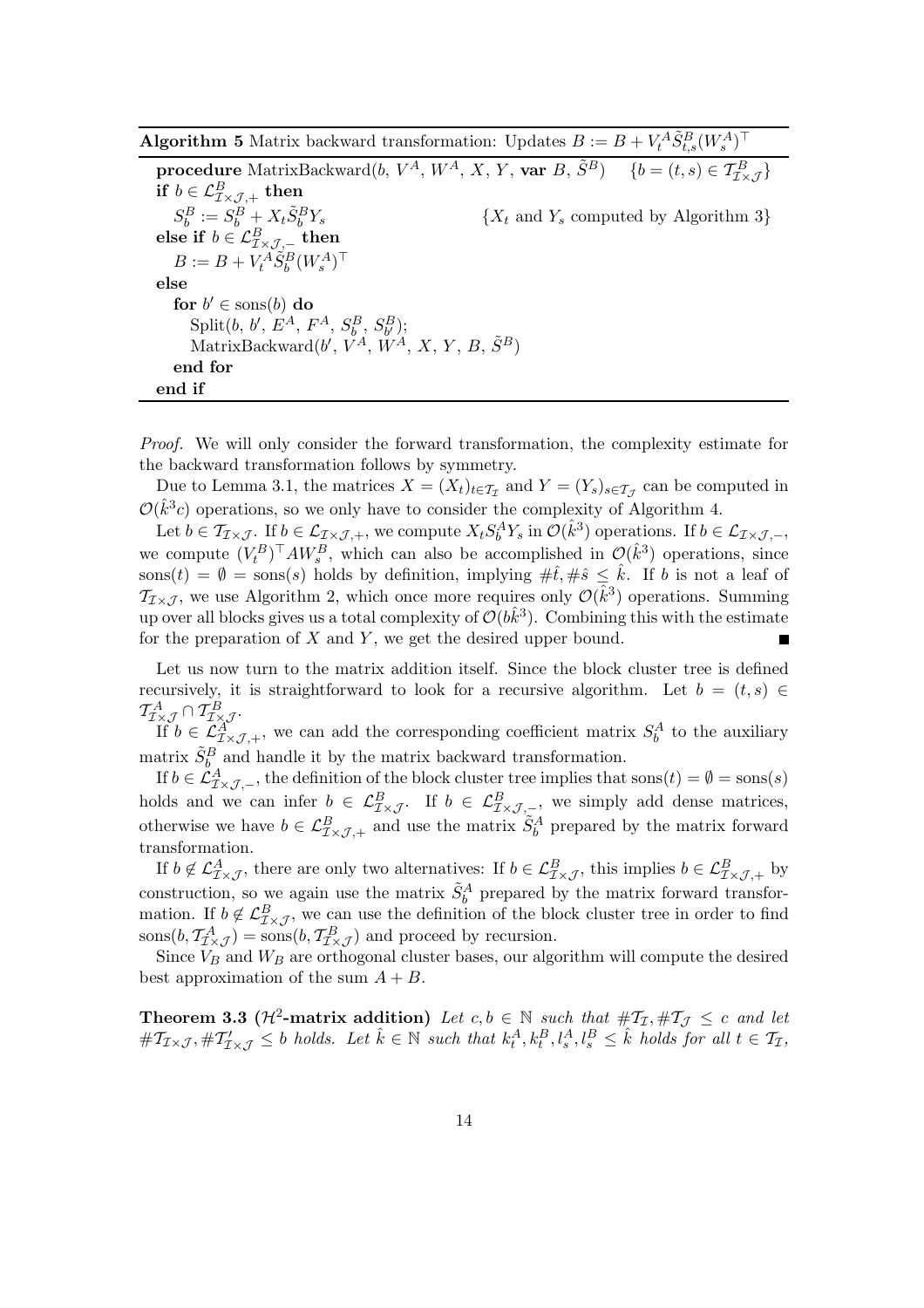**Algorithm 5** Matrix backward transformation: Updates $B := B + V_t^A \tilde{S}_{t,s}^B (W_s^A)^\top$

```
procedure MatrixBackward(b, V^A, W^A, X, Y, var B, S̃^B)    {b = (t,s) ∈ T^B_{I×J}}
if b ∈ L^B_{I×J,+} then
  S^B_b := S^B_b + X_t S̃^B_b Y_s                        {X_t and Y_s computed by Algorithm 3}
else if b ∈ L^B_{I×J,−} then
  B := B + V^A_t S̃^B_b (W^A_s)^⊤
else
  for b' ∈ sons(b) do
    Split(b, b', E^A, F^A, S^B_b, S^B_{b'});
    MatrixBackward(b', V^A, W^A, X, Y, B, S̃^B)
  end for
end if
```

*Proof.* We will only consider the forward transformation, the complexity estimate for the backward transformation follows by symmetry.

Due to Lemma 3.1, the matrices $X = (X_t)_{t \in \mathcal{T}_\mathcal{I}}$ and $Y = (Y_s)_{s \in \mathcal{T}_\mathcal{J}}$ can be computed in $\mathcal{O}(\hat{k}^3 c)$ operations, so we only have to consider the complexity of Algorithm 4.

Let $b \in \mathcal{T}_{\mathcal{I}\times\mathcal{J}}$. If $b \in \mathcal{L}_{\mathcal{I}\times\mathcal{J},+}$, we compute $X_t S_b^A Y_s$ in $\mathcal{O}(\hat{k}^3)$ operations. If $b \in \mathcal{L}_{\mathcal{I}\times\mathcal{J},-}$, we compute $(V_t^B)^\top A W_s^B$, which can also be accomplished in $\mathcal{O}(\hat{k}^3)$ operations, since $\mathrm{sons}(t) = \emptyset = \mathrm{sons}(s)$ holds by definition, implying $\#\hat{t}, \#\hat{s} \leq \hat{k}$. If $b$ is not a leaf of $\mathcal{T}_{\mathcal{I}\times\mathcal{J}}$, we use Algorithm 2, which once more requires only $\mathcal{O}(\hat{k}^3)$ operations. Summing up over all blocks gives us a total complexity of $\mathcal{O}(b\hat{k}^3)$. Combining this with the estimate for the preparation of $X$ and $Y$, we get the desired upper bound. ■

Let us now turn to the matrix addition itself. Since the block cluster tree is defined recursively, it is straightforward to look for a recursive algorithm. Let $b = (t, s) \in \mathcal{T}_{\mathcal{I}\times\mathcal{J}}^A \cap \mathcal{T}_{\mathcal{I}\times\mathcal{J}}^B$.

If $b \in \mathcal{L}_{\mathcal{I}\times\mathcal{J},+}^A$, we can add the corresponding coefficient matrix $S_b^A$ to the auxiliary matrix $\tilde{S}_b^B$ and handle it by the matrix backward transformation.

If $b \in \mathcal{L}_{\mathcal{I}\times\mathcal{J},-}^A$, the definition of the block cluster tree implies that $\mathrm{sons}(t) = \emptyset = \mathrm{sons}(s)$ holds and we can infer $b \in \mathcal{L}_{\mathcal{I}\times\mathcal{J}}^B$. If $b \in \mathcal{L}_{\mathcal{I}\times\mathcal{J},-}^B$, we simply add dense matrices, otherwise we have $b \in \mathcal{L}_{\mathcal{I}\times\mathcal{J},+}^B$ and use the matrix $\tilde{S}_b^A$ prepared by the matrix forward transformation.

If $b \notin \mathcal{L}_{\mathcal{I}\times\mathcal{J}}^A$, there are only two alternatives: If $b \in \mathcal{L}_{\mathcal{I}\times\mathcal{J}}^B$, this implies $b \in \mathcal{L}_{\mathcal{I}\times\mathcal{J},+}^B$ by construction, so we again use the matrix $\tilde{S}_b^A$ prepared by the matrix forward transformation. If $b \notin \mathcal{L}_{\mathcal{I}\times\mathcal{J}}^B$, we can use the definition of the block cluster tree in order to find $\mathrm{sons}(b, \mathcal{T}_{\mathcal{I}\times\mathcal{J}}^A) = \mathrm{sons}(b, \mathcal{T}_{\mathcal{I}\times\mathcal{J}}^B)$ and proceed by recursion.

Since $V_B$ and $W_B$ are orthogonal cluster bases, our algorithm will compute the desired best approximation of the sum $A + B$.

**Theorem 3.3 ($\mathcal{H}^2$-matrix addition)** *Let $c, b \in \mathbb{N}$ such that $\#\mathcal{T}_\mathcal{I}, \#\mathcal{T}_\mathcal{J} \leq c$ and let $\#\mathcal{T}_{\mathcal{I}\times\mathcal{J}}, \#\mathcal{T}'_{\mathcal{I}\times\mathcal{J}} \leq b$ holds. Let $\hat{k} \in \mathbb{N}$ such that $k_t^A, k_t^B, l_s^A, l_s^B \leq \hat{k}$ holds for all $t \in \mathcal{T}_\mathcal{I}$,*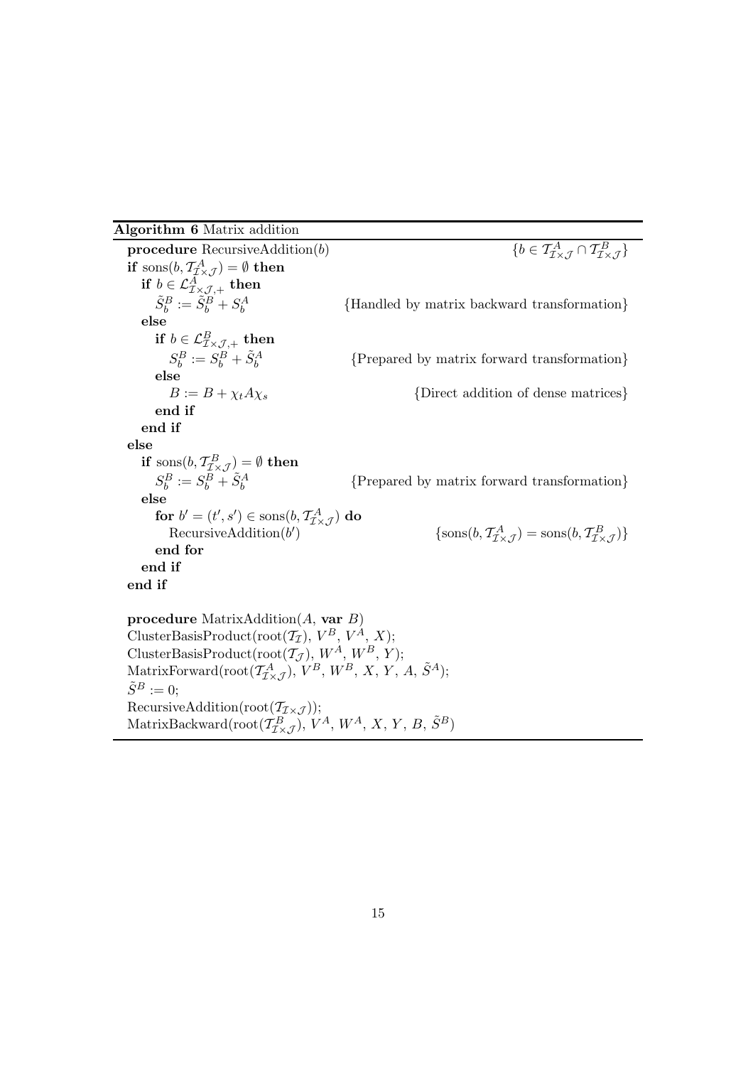**Algorithm 6** Matrix addition

```
procedure RecursiveAddition(b)                          {b ∈ T^A_{I×J} ∩ T^B_{I×J}}
if sons(b, T^A_{I×J}) = ∅ then
   if b ∈ L^A_{I×J,+} then
      S̃^B_b := S̃^B_b + S^A_b                {Handled by matrix backward transformation}
   else
      if b ∈ L^B_{I×J,+} then
         S^B_b := S^B_b + S̃^A_b               {Prepared by matrix forward transformation}
      else
         B := B + χ_t A χ_s                   {Direct addition of dense matrices}
      end if
   end if
else
   if sons(b, T^B_{I×J}) = ∅ then
      S^B_b := S^B_b + S̃^A_b                  {Prepared by matrix forward transformation}
   else
      for b' = (t', s') ∈ sons(b, T^A_{I×J}) do
         RecursiveAddition(b')                 {sons(b, T^A_{I×J}) = sons(b, T^B_{I×J})}
      end for
   end if
end if

procedure MatrixAddition(A, var B)
ClusterBasisProduct(root(T_I), V^B, V^A, X);
ClusterBasisProduct(root(T_J), W^A, W^B, Y);
MatrixForward(root(T^A_{I×J}), V^B, W^B, X, Y, A, S̃^A);
S̃^B := 0;
RecursiveAddition(root(T_{I×J}));
MatrixBackward(root(T^B_{I×J}), V^A, W^A, X, Y, B, S̃^B)
```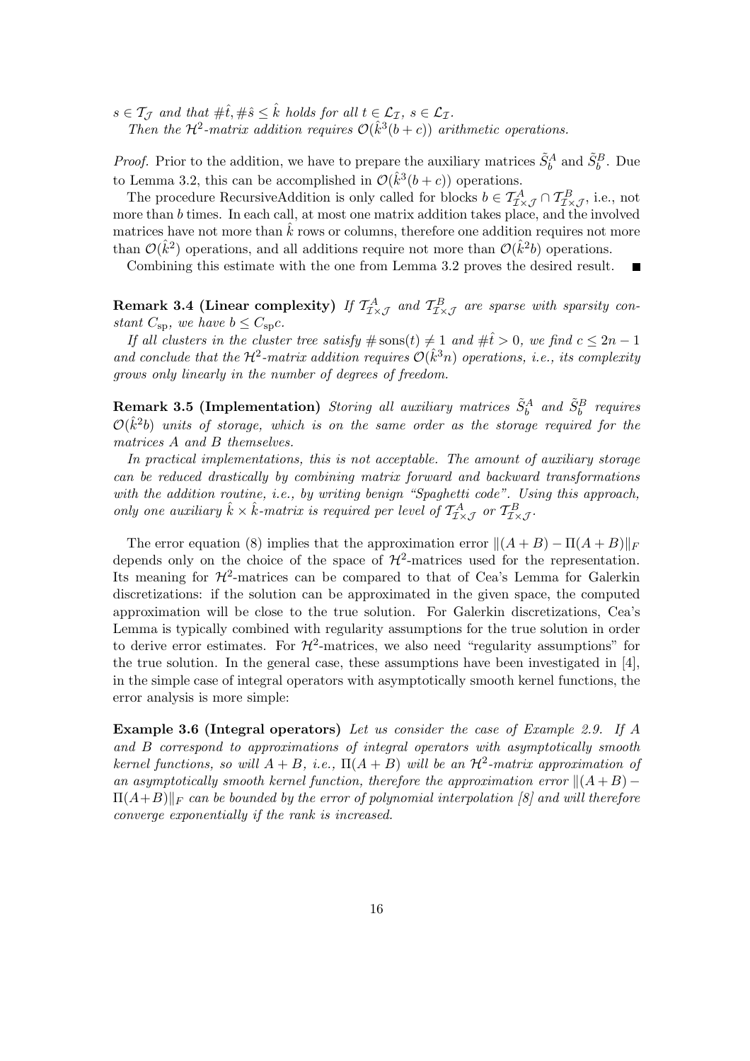*$s \in \mathcal{T}_{\mathcal{J}}$ and that $\#\hat{t}, \#\hat{s} \leq \hat{k}$ holds for all $t \in \mathcal{L}_{\mathcal{I}}$, $s \in \mathcal{L}_{\mathcal{I}}$.*

*Then the $\mathcal{H}^2$-matrix addition requires $\mathcal{O}(\hat{k}^3(b+c))$ arithmetic operations.*

*Proof.* Prior to the addition, we have to prepare the auxiliary matrices $\tilde{S}_b^A$ and $\tilde{S}_b^B$. Due to Lemma 3.2, this can be accomplished in $\mathcal{O}(\hat{k}^3(b+c))$ operations.

The procedure RecursiveAddition is only called for blocks $b \in \mathcal{T}_{\mathcal{I}\times\mathcal{J}}^A \cap \mathcal{T}_{\mathcal{I}\times\mathcal{J}}^B$, i.e., not more than $b$ times. In each call, at most one matrix addition takes place, and the involved matrices have not more than $\hat{k}$ rows or columns, therefore one addition requires not more than $\mathcal{O}(\hat{k}^2)$ operations, and all additions require not more than $\mathcal{O}(\hat{k}^2 b)$ operations.

Combining this estimate with the one from Lemma 3.2 proves the desired result. ∎

**Remark 3.4 (Linear complexity)** *If $\mathcal{T}_{\mathcal{I}\times\mathcal{J}}^A$ and $\mathcal{T}_{\mathcal{I}\times\mathcal{J}}^B$ are sparse with sparsity constant $C_{\rm sp}$, we have $b \leq C_{\rm sp} c$.*

*If all clusters in the cluster tree satisfy $\#\operatorname{sons}(t) \neq 1$ and $\#\hat{t} > 0$, we find $c \leq 2n-1$ and conclude that the $\mathcal{H}^2$-matrix addition requires $\mathcal{O}(\hat{k}^3 n)$ operations, i.e., its complexity grows only linearly in the number of degrees of freedom.*

**Remark 3.5 (Implementation)** *Storing all auxiliary matrices $\tilde{S}_b^A$ and $\tilde{S}_b^B$ requires $\mathcal{O}(\hat{k}^2 b)$ units of storage, which is on the same order as the storage required for the matrices $A$ and $B$ themselves.*

*In practical implementations, this is not acceptable. The amount of auxiliary storage can be reduced drastically by combining matrix forward and backward transformations with the addition routine, i.e., by writing benign "Spaghetti code". Using this approach, only one auxiliary $\hat{k}\times\hat{k}$-matrix is required per level of $\mathcal{T}_{\mathcal{I}\times\mathcal{J}}^A$ or $\mathcal{T}_{\mathcal{I}\times\mathcal{J}}^B$.*

The error equation (8) implies that the approximation error $\|(A+B) - \Pi(A+B)\|_F$ depends only on the choice of the space of $\mathcal{H}^2$-matrices used for the representation. Its meaning for $\mathcal{H}^2$-matrices can be compared to that of Cea's Lemma for Galerkin discretizations: if the solution can be approximated in the given space, the computed approximation will be close to the true solution. For Galerkin discretizations, Cea's Lemma is typically combined with regularity assumptions for the true solution in order to derive error estimates. For $\mathcal{H}^2$-matrices, we also need "regularity assumptions" for the true solution. In the general case, these assumptions have been investigated in [4], in the simple case of integral operators with asymptotically smooth kernel functions, the error analysis is more simple:

**Example 3.6 (Integral operators)** *Let us consider the case of Example 2.9. If $A$ and $B$ correspond to approximations of integral operators with asymptotically smooth kernel functions, so will $A+B$, i.e., $\Pi(A+B)$ will be an $\mathcal{H}^2$-matrix approximation of an asymptotically smooth kernel function, therefore the approximation error $\|(A+B) - \Pi(A+B)\|_F$ can be bounded by the error of polynomial interpolation [8] and will therefore converge exponentially if the rank is increased.*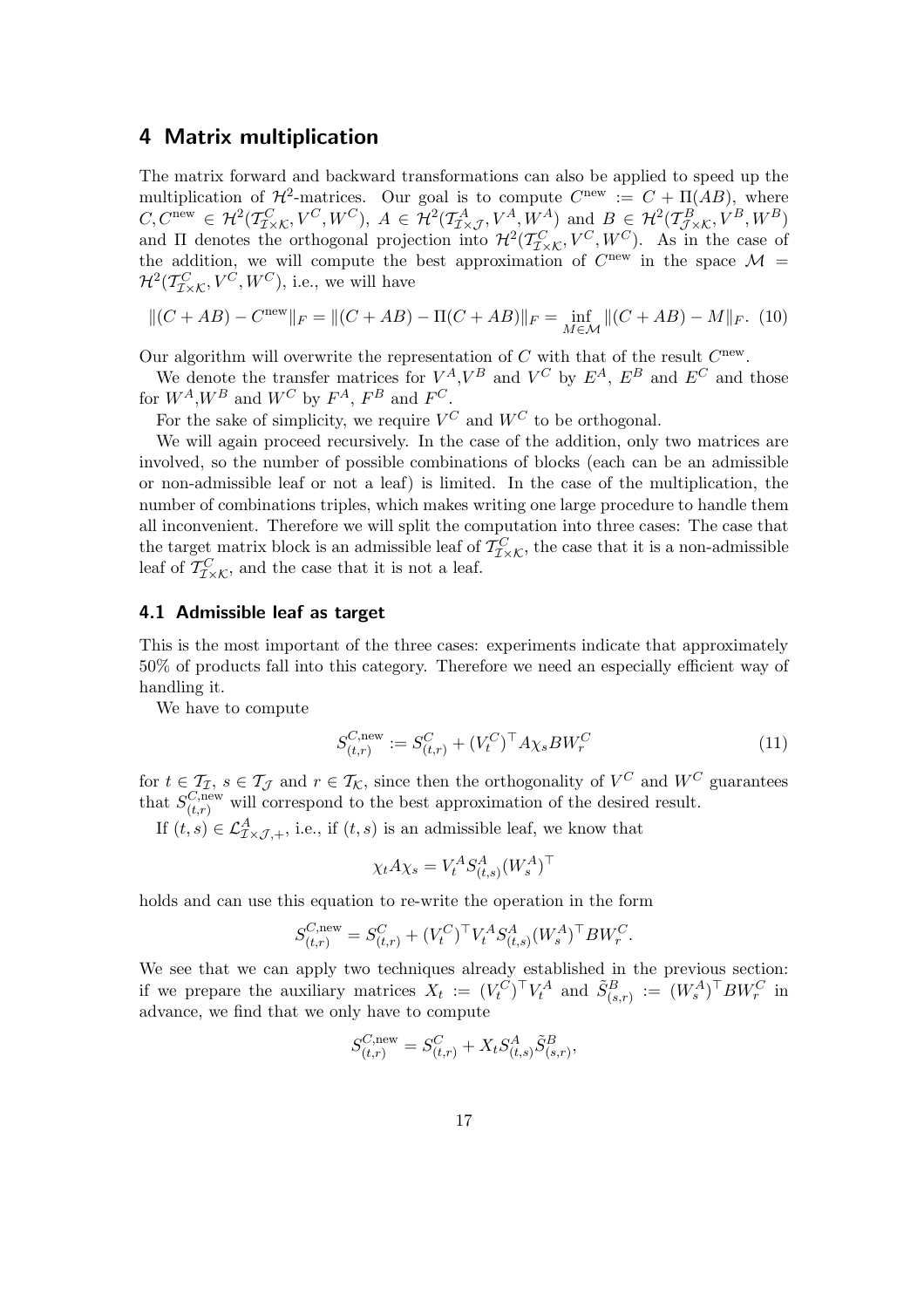## 4 Matrix multiplication

The matrix forward and backward transformations can also be applied to speed up the multiplication of $\mathcal{H}^2$-matrices. Our goal is to compute $C^{\text{new}} := C + \Pi(AB)$, where $C, C^{\text{new}} \in \mathcal{H}^2(\mathcal{T}^C_{\mathcal{I}\times\mathcal{K}}, V^C, W^C)$, $A \in \mathcal{H}^2(\mathcal{T}^A_{\mathcal{I}\times\mathcal{J}}, V^A, W^A)$ and $B \in \mathcal{H}^2(\mathcal{T}^B_{\mathcal{J}\times\mathcal{K}}, V^B, W^B)$ and $\Pi$ denotes the orthogonal projection into $\mathcal{H}^2(\mathcal{T}^C_{\mathcal{I}\times\mathcal{K}}, V^C, W^C)$. As in the case of the addition, we will compute the best approximation of $C^{\text{new}}$ in the space $\mathcal{M} = \mathcal{H}^2(\mathcal{T}^C_{\mathcal{I}\times\mathcal{K}}, V^C, W^C)$, i.e., we will have

$$\|(C + AB) - C^{\text{new}}\|_F = \|(C + AB) - \Pi(C + AB)\|_F = \inf_{M\in\mathcal{M}} \|(C + AB) - M\|_F. \quad (10)$$

Our algorithm will overwrite the representation of $C$ with that of the result $C^{\text{new}}$.

We denote the transfer matrices for $V^A$,$V^B$ and $V^C$ by $E^A$, $E^B$ and $E^C$ and those for $W^A$,$W^B$ and $W^C$ by $F^A$, $F^B$ and $F^C$.

For the sake of simplicity, we require $V^C$ and $W^C$ to be orthogonal.

We will again proceed recursively. In the case of the addition, only two matrices are involved, so the number of possible combinations of blocks (each can be an admissible or non-admissible leaf or not a leaf) is limited. In the case of the multiplication, the number of combinations triples, which makes writing one large procedure to handle them all inconvenient. Therefore we will split the computation into three cases: The case that the target matrix block is an admissible leaf of $\mathcal{T}^C_{\mathcal{I}\times\mathcal{K}}$, the case that it is a non-admissible leaf of $\mathcal{T}^C_{\mathcal{I}\times\mathcal{K}}$, and the case that it is not a leaf.

### 4.1 Admissible leaf as target

This is the most important of the three cases: experiments indicate that approximately 50% of products fall into this category. Therefore we need an especially efficient way of handling it.

We have to compute

$$S^{C,\text{new}}_{(t,r)} := S^C_{(t,r)} + (V^C_t)^\top A\chi_s B W^C_r \quad (11)$$

for $t \in \mathcal{T}_\mathcal{I}$, $s \in \mathcal{T}_\mathcal{J}$ and $r \in \mathcal{T}_\mathcal{K}$, since then the orthogonality of $V^C$ and $W^C$ guarantees that $S^{C,\text{new}}_{(t,r)}$ will correspond to the best approximation of the desired result.

If $(t,s) \in \mathcal{L}^A_{\mathcal{I}\times\mathcal{J},+}$, i.e., if $(t,s)$ is an admissible leaf, we know that

$$\chi_t A\chi_s = V^A_t S^A_{(t,s)} (W^A_s)^\top$$

holds and can use this equation to re-write the operation in the form

$$S^{C,\text{new}}_{(t,r)} = S^C_{(t,r)} + (V^C_t)^\top V^A_t S^A_{(t,s)} (W^A_s)^\top B W^C_r.$$

We see that we can apply two techniques already established in the previous section: if we prepare the auxiliary matrices $X_t := (V^C_t)^\top V^A_t$ and $\tilde{S}^B_{(s,r)} := (W^A_s)^\top B W^C_r$ in advance, we find that we only have to compute

$$S^{C,\text{new}}_{(t,r)} = S^C_{(t,r)} + X_t S^A_{(t,s)} \tilde{S}^B_{(s,r)},$$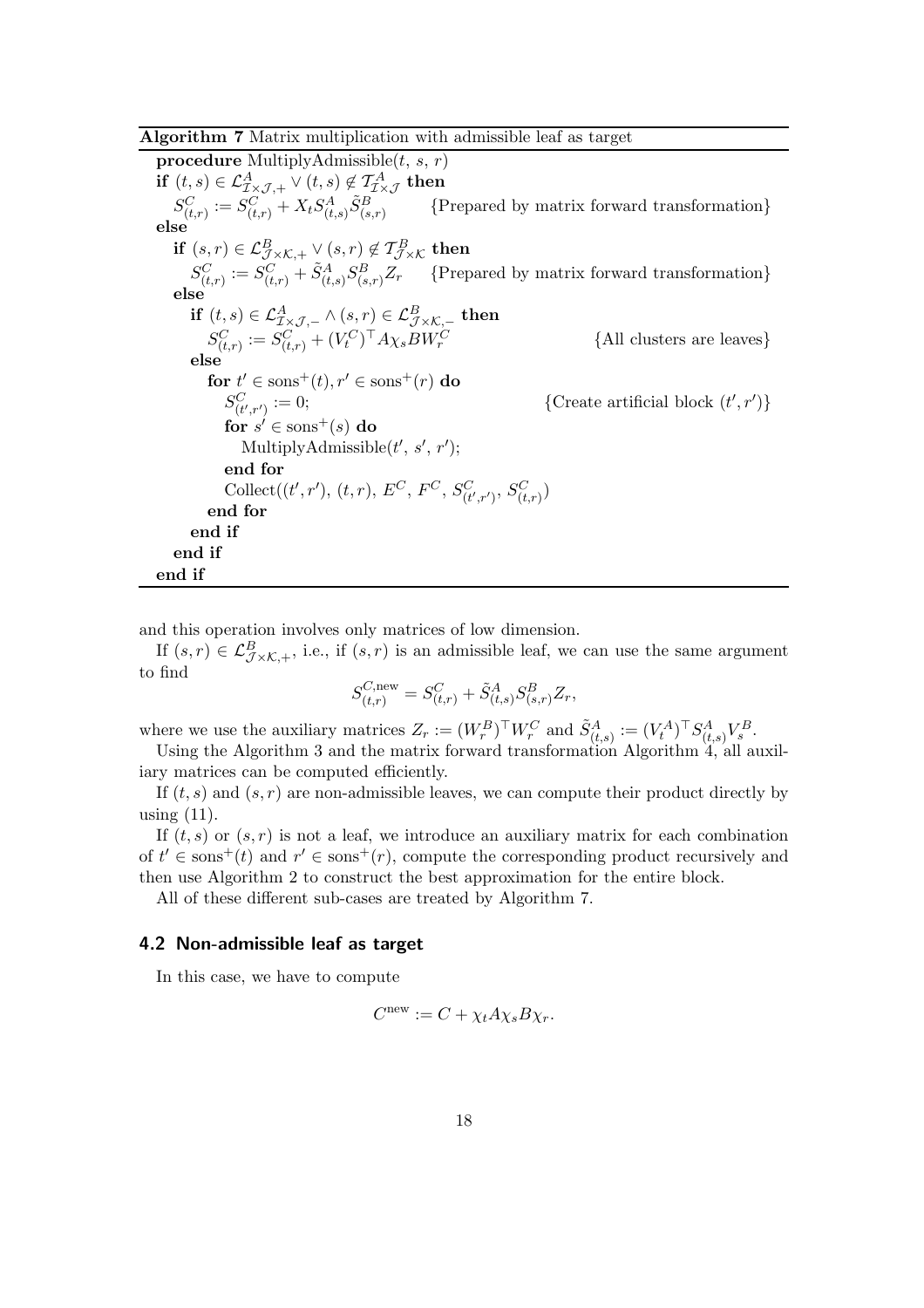**Algorithm 7** Matrix multiplication with admissible leaf as target

```
procedure MultiplyAdmissible(t, s, r)
if (t,s) ∈ L^A_{I×J,+} ∨ (t,s) ∉ T^A_{I×J} then
  S^C_{(t,r)} := S^C_{(t,r)} + X_t S^A_{(t,s)} S̃^B_{(s,r)}      {Prepared by matrix forward transformation}
else
  if (s,r) ∈ L^B_{J×K,+} ∨ (s,r) ∉ T^B_{J×K} then
    S^C_{(t,r)} := S^C_{(t,r)} + S̃^A_{(t,s)} S^B_{(s,r)} Z_r      {Prepared by matrix forward transformation}
  else
    if (t,s) ∈ L^A_{I×J,−} ∧ (s,r) ∈ L^B_{J×K,−} then
      S^C_{(t,r)} := S^C_{(t,r)} + (V^C_t)^⊤ A χ_s B W^C_r      {All clusters are leaves}
    else
      for t' ∈ sons^+(t), r' ∈ sons^+(r) do
        S^C_{(t',r')} := 0;                                     {Create artificial block (t',r')}
        for s' ∈ sons^+(s) do
          MultiplyAdmissible(t', s', r');
        end for
        Collect((t',r'), (t,r), E^C, F^C, S^C_{(t',r')}, S^C_{(t,r)})
      end for
    end if
  end if
end if
```

and this operation involves only matrices of low dimension.

If $(s,r) \in \mathcal{L}^B_{\mathcal{J}\times\mathcal{K},+}$, i.e., if $(s,r)$ is an admissible leaf, we can use the same argument to find

$$S^{C,\mathrm{new}}_{(t,r)} = S^C_{(t,r)} + \tilde{S}^A_{(t,s)} S^B_{(s,r)} Z_r,$$

where we use the auxiliary matrices $Z_r := (W^B_r)^\top W^C_r$ and $\tilde{S}^A_{(t,s)} := (V^A_t)^\top S^A_{(t,s)} V^B_s$.

Using the Algorithm 3 and the matrix forward transformation Algorithm 4, all auxiliary matrices can be computed efficiently.

If $(t,s)$ and $(s,r)$ are non-admissible leaves, we can compute their product directly by using (11).

If $(t,s)$ or $(s,r)$ is not a leaf, we introduce an auxiliary matrix for each combination of $t' \in \mathrm{sons}^+(t)$ and $r' \in \mathrm{sons}^+(r)$, compute the corresponding product recursively and then use Algorithm 2 to construct the best approximation for the entire block.

All of these different sub-cases are treated by Algorithm 7.

## 4.2 Non-admissible leaf as target

In this case, we have to compute

$$C^{\mathrm{new}} := C + \chi_t A \chi_s B \chi_r.$$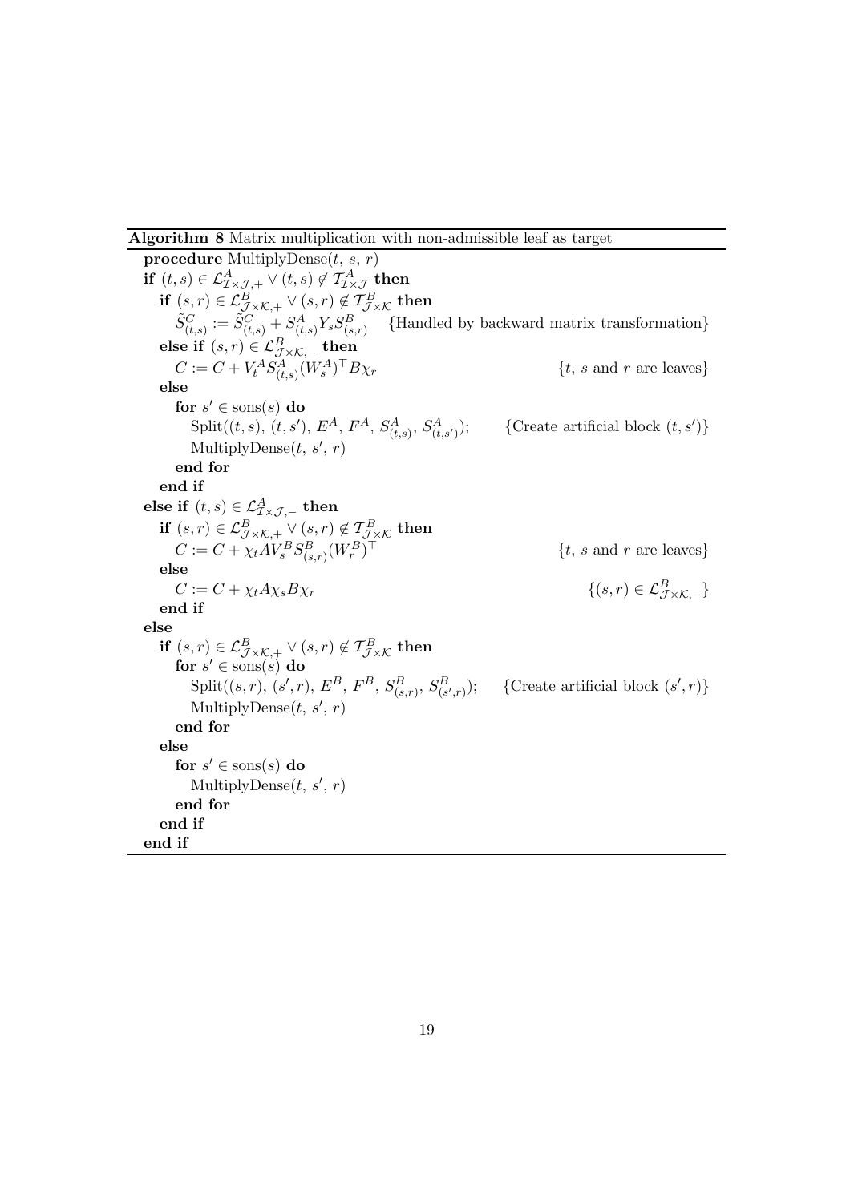**Algorithm 8** Matrix multiplication with non-admissible leaf as target

```
procedure MultiplyDense(t, s, r)
if (t,s) ∈ L^A_{I×J,+} ∨ (t,s) ∉ T^A_{I×J} then
    if (s,r) ∈ L^B_{J×K,+} ∨ (s,r) ∉ T^B_{J×K} then
        S̃^C_{(t,s)} := S̃^C_{(t,s)} + S^A_{(t,s)} Y_s S^B_{(s,r)}    {Handled by backward matrix transformation}
    else if (s,r) ∈ L^B_{J×K,−} then
        C := C + V^A_t S^A_{(t,s)} (W^A_s)^⊤ B χ_r                {t, s and r are leaves}
    else
        for s' ∈ sons(s) do
            Split((t,s), (t,s'), E^A, F^A, S^A_{(t,s)}, S^A_{(t,s')});   {Create artificial block (t,s')}
            MultiplyDense(t, s', r)
        end for
    end if
else if (t,s) ∈ L^A_{I×J,−} then
    if (s,r) ∈ L^B_{J×K,+} ∨ (s,r) ∉ T^B_{J×K} then
        C := C + χ_t A V^B_s S^B_{(s,r)} (W^B_r)^⊤                {t, s and r are leaves}
    else
        C := C + χ_t A χ_s B χ_r                                  {(s,r) ∈ L^B_{J×K,−}}
    end if
else
    if (s,r) ∈ L^B_{J×K,+} ∨ (s,r) ∉ T^B_{J×K} then
        for s' ∈ sons(s) do
            Split((s,r), (s',r), E^B, F^B, S^B_{(s,r)}, S^B_{(s',r)});   {Create artificial block (s',r)}
            MultiplyDense(t, s', r)
        end for
    else
        for s' ∈ sons(s) do
            MultiplyDense(t, s', r)
        end for
    end if
end if
```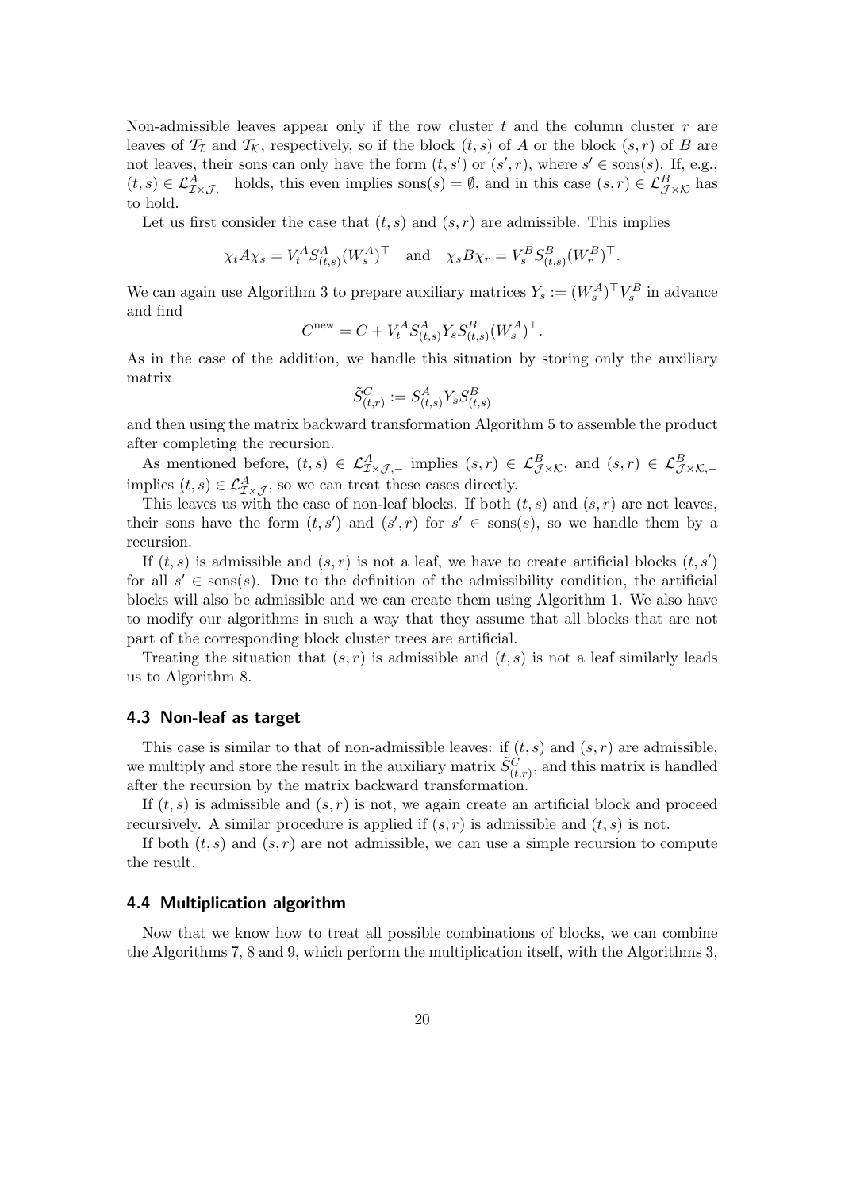Non-admissible leaves appear only if the row cluster $t$ and the column cluster $r$ are leaves of $\mathcal{T}_\mathcal{I}$ and $\mathcal{T}_\mathcal{K}$, respectively, so if the block $(t,s)$ of $A$ or the block $(s,r)$ of $B$ are not leaves, their sons can only have the form $(t,s')$ or $(s',r)$, where $s' \in \operatorname{sons}(s)$. If, e.g., $(t,s) \in \mathcal{L}^A_{\mathcal{I}\times\mathcal{J},-}$ holds, this even implies $\operatorname{sons}(s) = \emptyset$, and in this case $(s,r) \in \mathcal{L}^B_{\mathcal{J}\times\mathcal{K}}$ has to hold.

Let us first consider the case that $(t,s)$ and $(s,r)$ are admissible. This implies

$$\chi_t A \chi_s = V^A_t S^A_{(t,s)} (W^A_s)^\top \quad \text{and} \quad \chi_s B \chi_r = V^B_s S^B_{(t,s)} (W^B_r)^\top.$$

We can again use Algorithm 3 to prepare auxiliary matrices $Y_s := (W^A_s)^\top V^B_s$ in advance and find

$$C^{\text{new}} = C + V^A_t S^A_{(t,s)} Y_s S^B_{(t,s)} (W^A_s)^\top.$$

As in the case of the addition, we handle this situation by storing only the auxiliary matrix

$$\tilde{S}^C_{(t,r)} := S^A_{(t,s)} Y_s S^B_{(t,s)}$$

and then using the matrix backward transformation Algorithm 5 to assemble the product after completing the recursion.

As mentioned before, $(t,s) \in \mathcal{L}^A_{\mathcal{I}\times\mathcal{J},-}$ implies $(s,r) \in \mathcal{L}^B_{\mathcal{J}\times\mathcal{K}}$, and $(s,r) \in \mathcal{L}^B_{\mathcal{J}\times\mathcal{K},-}$ implies $(t,s) \in \mathcal{L}^A_{\mathcal{I}\times\mathcal{J}}$, so we can treat these cases directly.

This leaves us with the case of non-leaf blocks. If both $(t,s)$ and $(s,r)$ are not leaves, their sons have the form $(t,s')$ and $(s',r)$ for $s' \in \operatorname{sons}(s)$, so we handle them by a recursion.

If $(t,s)$ is admissible and $(s,r)$ is not a leaf, we have to create artificial blocks $(t,s')$ for all $s' \in \operatorname{sons}(s)$. Due to the definition of the admissibility condition, the artificial blocks will also be admissible and we can create them using Algorithm 1. We also have to modify our algorithms in such a way that they assume that all blocks that are not part of the corresponding block cluster trees are artificial.

Treating the situation that $(s,r)$ is admissible and $(t,s)$ is not a leaf similarly leads us to Algorithm 8.

### 4.3 Non-leaf as target

This case is similar to that of non-admissible leaves: if $(t,s)$ and $(s,r)$ are admissible, we multiply and store the result in the auxiliary matrix $\tilde{S}^C_{(t,r)}$, and this matrix is handled after the recursion by the matrix backward transformation.

If $(t,s)$ is admissible and $(s,r)$ is not, we again create an artificial block and proceed recursively. A similar procedure is applied if $(s,r)$ is admissible and $(t,s)$ is not.

If both $(t,s)$ and $(s,r)$ are not admissible, we can use a simple recursion to compute the result.

### 4.4 Multiplication algorithm

Now that we know how to treat all possible combinations of blocks, we can combine the Algorithms 7, 8 and 9, which perform the multiplication itself, with the Algorithms 3,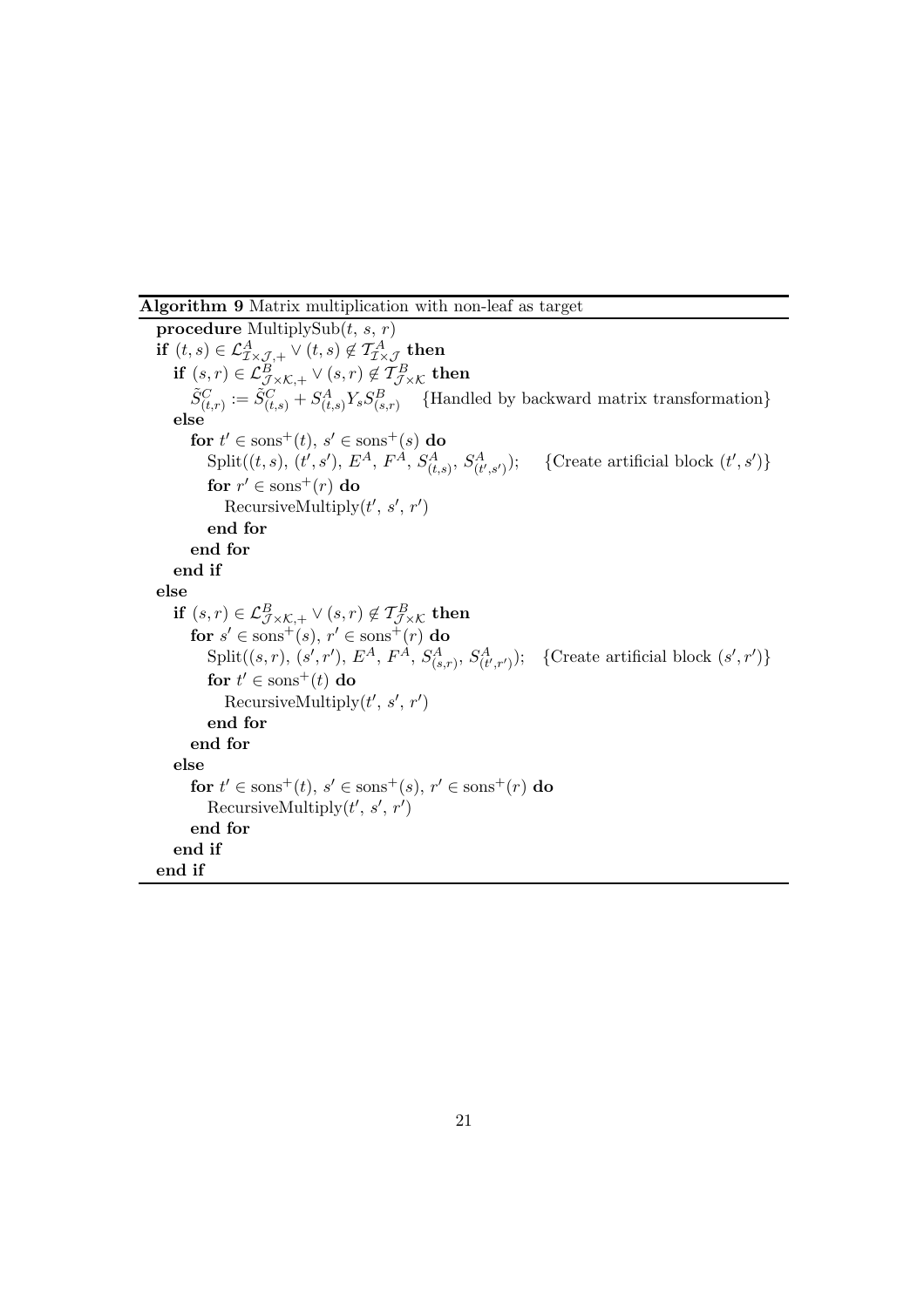**Algorithm 9** Matrix multiplication with non-leaf as target

```
procedure MultiplySub(t, s, r)
if (t, s) ∈ L^A_{I×J,+} ∨ (t, s) ∉ T^A_{I×J} then
    if (s, r) ∈ L^B_{J×K,+} ∨ (s, r) ∉ T^B_{J×K} then
        S̃^C_{(t,r)} := S̃^C_{(t,s)} + S^A_{(t,s)} Y_s S^B_{(s,r)}    {Handled by backward matrix transformation}
    else
        for t' ∈ sons^+(t), s' ∈ sons^+(s) do
            Split((t, s), (t', s'), E^A, F^A, S^A_{(t,s)}, S^A_{(t',s')});    {Create artificial block (t', s')}
            for r' ∈ sons^+(r) do
                RecursiveMultiply(t', s', r')
            end for
        end for
    end if
else
    if (s, r) ∈ L^B_{J×K,+} ∨ (s, r) ∉ T^B_{J×K} then
        for s' ∈ sons^+(s), r' ∈ sons^+(r) do
            Split((s, r), (s', r'), E^A, F^A, S^A_{(s,r)}, S^A_{(t',r')});    {Create artificial block (s', r')}
            for t' ∈ sons^+(t) do
                RecursiveMultiply(t', s', r')
            end for
        end for
    else
        for t' ∈ sons^+(t), s' ∈ sons^+(s), r' ∈ sons^+(r) do
            RecursiveMultiply(t', s', r')
        end for
    end if
end if
```

Where the mathematical expressions are: $(t,s) \in \mathcal{L}^A_{\mathcal{I}\times\mathcal{J},+} \vee (t,s) \notin \mathcal{T}^A_{\mathcal{I}\times\mathcal{J}}$; $(s,r) \in \mathcal{L}^B_{\mathcal{J}\times\mathcal{K},+} \vee (s,r) \notin \mathcal{T}^B_{\mathcal{J}\times\mathcal{K}}$; $\tilde{S}^C_{(t,r)} := \tilde{S}^C_{(t,s)} + S^A_{(t,s)} Y_s S^B_{(s,r)}$; $t' \in \operatorname{sons}^+(t)$, $s' \in \operatorname{sons}^+(s)$, $r' \in \operatorname{sons}^+(r)$; $\operatorname{Split}((t,s), (t',s'), E^A, F^A, S^A_{(t,s)}, S^A_{(t',s')})$; $\operatorname{Split}((s,r), (s',r'), E^A, F^A, S^A_{(s,r)}, S^A_{(t',r')})$.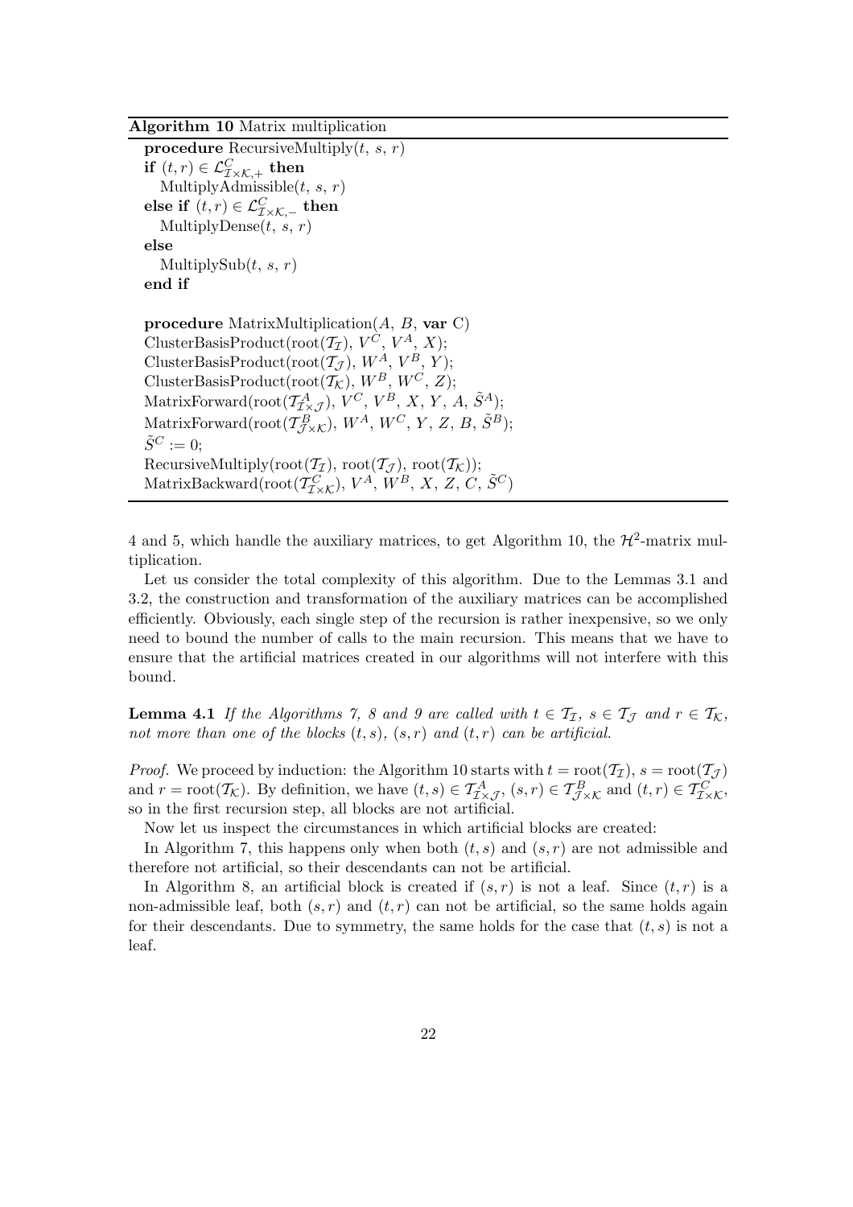**Algorithm 10** Matrix multiplication

```
procedure RecursiveMultiply(t, s, r)
if (t,r) ∈ L^C_{I×K,+} then
    MultiplyAdmissible(t, s, r)
else if (t,r) ∈ L^C_{I×K,−} then
    MultiplyDense(t, s, r)
else
    MultiplySub(t, s, r)
end if

procedure MatrixMultiplication(A, B, var C)
ClusterBasisProduct(root(T_I), V^C, V^A, X);
ClusterBasisProduct(root(T_J), W^A, V^B, Y);
ClusterBasisProduct(root(T_K), W^B, W^C, Z);
MatrixForward(root(T^A_{I×J}), V^C, V^B, X, Y, A, S̃^A);
MatrixForward(root(T^B_{J×K}), W^A, W^C, Y, Z, B, S̃^B);
S̃^C := 0;
RecursiveMultiply(root(T_I), root(T_J), root(T_K));
MatrixBackward(root(T^C_{I×K}), V^A, W^B, X, Z, C, S̃^C)
```

4 and 5, which handle the auxiliary matrices, to get Algorithm 10, the $\mathcal{H}^2$-matrix multiplication.

Let us consider the total complexity of this algorithm. Due to the Lemmas 3.1 and 3.2, the construction and transformation of the auxiliary matrices can be accomplished efficiently. Obviously, each single step of the recursion is rather inexpensive, so we only need to bound the number of calls to the main recursion. This means that we have to ensure that the artificial matrices created in our algorithms will not interfere with this bound.

**Lemma 4.1** *If the Algorithms 7, 8 and 9 are called with $t \in \mathcal{T}_{\mathcal{I}}$, $s \in \mathcal{T}_{\mathcal{J}}$ and $r \in \mathcal{T}_{\mathcal{K}}$, not more than one of the blocks $(t, s)$, $(s, r)$ and $(t, r)$ can be artificial.*

*Proof.* We proceed by induction: the Algorithm 10 starts with $t = \text{root}(\mathcal{T}_{\mathcal{I}})$, $s = \text{root}(\mathcal{T}_{\mathcal{J}})$ and $r = \text{root}(\mathcal{T}_{\mathcal{K}})$. By definition, we have $(t, s) \in \mathcal{T}^A_{\mathcal{I}\times\mathcal{J}}$, $(s, r) \in \mathcal{T}^B_{\mathcal{J}\times\mathcal{K}}$ and $(t, r) \in \mathcal{T}^C_{\mathcal{I}\times\mathcal{K}}$, so in the first recursion step, all blocks are not artificial.

Now let us inspect the circumstances in which artificial blocks are created:

In Algorithm 7, this happens only when both $(t, s)$ and $(s, r)$ are not admissible and therefore not artificial, so their descendants can not be artificial.

In Algorithm 8, an artificial block is created if $(s, r)$ is not a leaf. Since $(t, r)$ is a non-admissible leaf, both $(s, r)$ and $(t, r)$ can not be artificial, so the same holds again for their descendants. Due to symmetry, the same holds for the case that $(t, s)$ is not a leaf.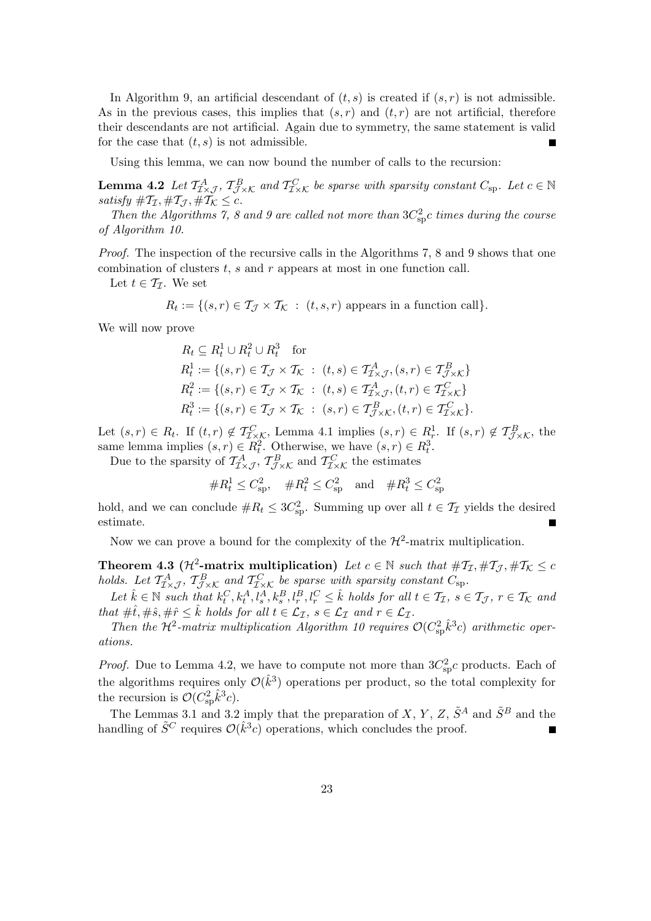In Algorithm 9, an artificial descendant of $(t, s)$ is created if $(s, r)$ is not admissible. As in the previous cases, this implies that $(s, r)$ and $(t, r)$ are not artificial, therefore their descendants are not artificial. Again due to symmetry, the same statement is valid for the case that $(t, s)$ is not admissible. ∎

Using this lemma, we can now bound the number of calls to the recursion:

**Lemma 4.2** *Let $\mathcal{T}^A_{\mathcal{I}\times\mathcal{J}}$, $\mathcal{T}^B_{\mathcal{J}\times\mathcal{K}}$ and $\mathcal{T}^C_{\mathcal{I}\times\mathcal{K}}$ be sparse with sparsity constant $C_{\rm sp}$. Let $c \in \mathbb{N}$ satisfy $\#\mathcal{T}_\mathcal{I}, \#\mathcal{T}_\mathcal{J}, \#\mathcal{T}_\mathcal{K} \le c$.*

*Then the Algorithms 7, 8 and 9 are called not more than $3C_{\rm sp}^2 c$ times during the course of Algorithm 10.*

*Proof.* The inspection of the recursive calls in the Algorithms 7, 8 and 9 shows that one combination of clusters $t$, $s$ and $r$ appears at most in one function call.

Let $t \in \mathcal{T}_\mathcal{I}$. We set

$$R_t := \{(s, r) \in \mathcal{T}_\mathcal{J} \times \mathcal{T}_\mathcal{K} \ : \ (t, s, r) \text{ appears in a function call}\}.$$

We will now prove

$$\begin{aligned}
R_t &\subseteq R_t^1 \cup R_t^2 \cup R_t^3 \quad \text{for} \\
R_t^1 &:= \{(s, r) \in \mathcal{T}_\mathcal{J} \times \mathcal{T}_\mathcal{K} \ : \ (t, s) \in \mathcal{T}^A_{\mathcal{I}\times\mathcal{J}}, (s, r) \in \mathcal{T}^B_{\mathcal{J}\times\mathcal{K}}\} \\
R_t^2 &:= \{(s, r) \in \mathcal{T}_\mathcal{J} \times \mathcal{T}_\mathcal{K} \ : \ (t, s) \in \mathcal{T}^A_{\mathcal{I}\times\mathcal{J}}, (t, r) \in \mathcal{T}^C_{\mathcal{I}\times\mathcal{K}}\} \\
R_t^3 &:= \{(s, r) \in \mathcal{T}_\mathcal{J} \times \mathcal{T}_\mathcal{K} \ : \ (s, r) \in \mathcal{T}^B_{\mathcal{J}\times\mathcal{K}}, (t, r) \in \mathcal{T}^C_{\mathcal{I}\times\mathcal{K}}\}.
\end{aligned}$$

Let $(s, r) \in R_t$. If $(t, r) \notin \mathcal{T}^C_{\mathcal{I}\times\mathcal{K}}$, Lemma 4.1 implies $(s, r) \in R_r^1$. If $(s, r) \notin \mathcal{T}^B_{\mathcal{J}\times\mathcal{K}}$, the same lemma implies $(s, r) \in R_t^2$. Otherwise, we have $(s, r) \in R_t^3$.

Due to the sparsity of $\mathcal{T}^A_{\mathcal{I}\times\mathcal{J}}$, $\mathcal{T}^B_{\mathcal{J}\times\mathcal{K}}$ and $\mathcal{T}^C_{\mathcal{I}\times\mathcal{K}}$ the estimates

$$\#R_t^1 \le C_{\rm sp}^2, \quad \#R_t^2 \le C_{\rm sp}^2 \quad \text{and} \quad \#R_t^3 \le C_{\rm sp}^2$$

hold, and we can conclude $\#R_t \le 3C_{\rm sp}^2$. Summing up over all $t \in \mathcal{T}_\mathcal{I}$ yields the desired estimate. ∎

Now we can prove a bound for the complexity of the $\mathcal{H}^2$-matrix multiplication.

**Theorem 4.3 ($\mathcal{H}^2$-matrix multiplication)** *Let $c \in \mathbb{N}$ such that $\#\mathcal{T}_\mathcal{I}, \#\mathcal{T}_\mathcal{J}, \#\mathcal{T}_\mathcal{K} \le c$ holds. Let $\mathcal{T}^A_{\mathcal{I}\times\mathcal{J}}$, $\mathcal{T}^B_{\mathcal{J}\times\mathcal{K}}$ and $\mathcal{T}^C_{\mathcal{I}\times\mathcal{K}}$ be sparse with sparsity constant $C_{\rm sp}$.*

*Let $\hat{k} \in \mathbb{N}$ such that $k_t^C, k_t^A, l_s^A, k_s^B, l_r^B, l_r^C \le \hat{k}$ holds for all $t \in \mathcal{T}_\mathcal{I}$, $s \in \mathcal{T}_\mathcal{J}$, $r \in \mathcal{T}_\mathcal{K}$ and that $\#\hat{t}, \#\hat{s}, \#\hat{r} \le \hat{k}$ holds for all $t \in \mathcal{L}_\mathcal{I}$, $s \in \mathcal{L}_\mathcal{I}$ and $r \in \mathcal{L}_\mathcal{I}$.*

*Then the $\mathcal{H}^2$-matrix multiplication Algorithm 10 requires $\mathcal{O}(C_{\rm sp}^2 \hat{k}^3 c)$ arithmetic operations.*

*Proof.* Due to Lemma 4.2, we have to compute not more than $3C_{\rm sp}^2 c$ products. Each of the algorithms requires only $\mathcal{O}(\hat{k}^3)$ operations per product, so the total complexity for the recursion is $\mathcal{O}(C_{\rm sp}^2 \hat{k}^3 c)$.

The Lemmas 3.1 and 3.2 imply that the preparation of $X$, $Y$, $Z$, $\tilde{S}^A$ and $\tilde{S}^B$ and the handling of $\tilde{S}^C$ requires $\mathcal{O}(\hat{k}^3 c)$ operations, which concludes the proof. ∎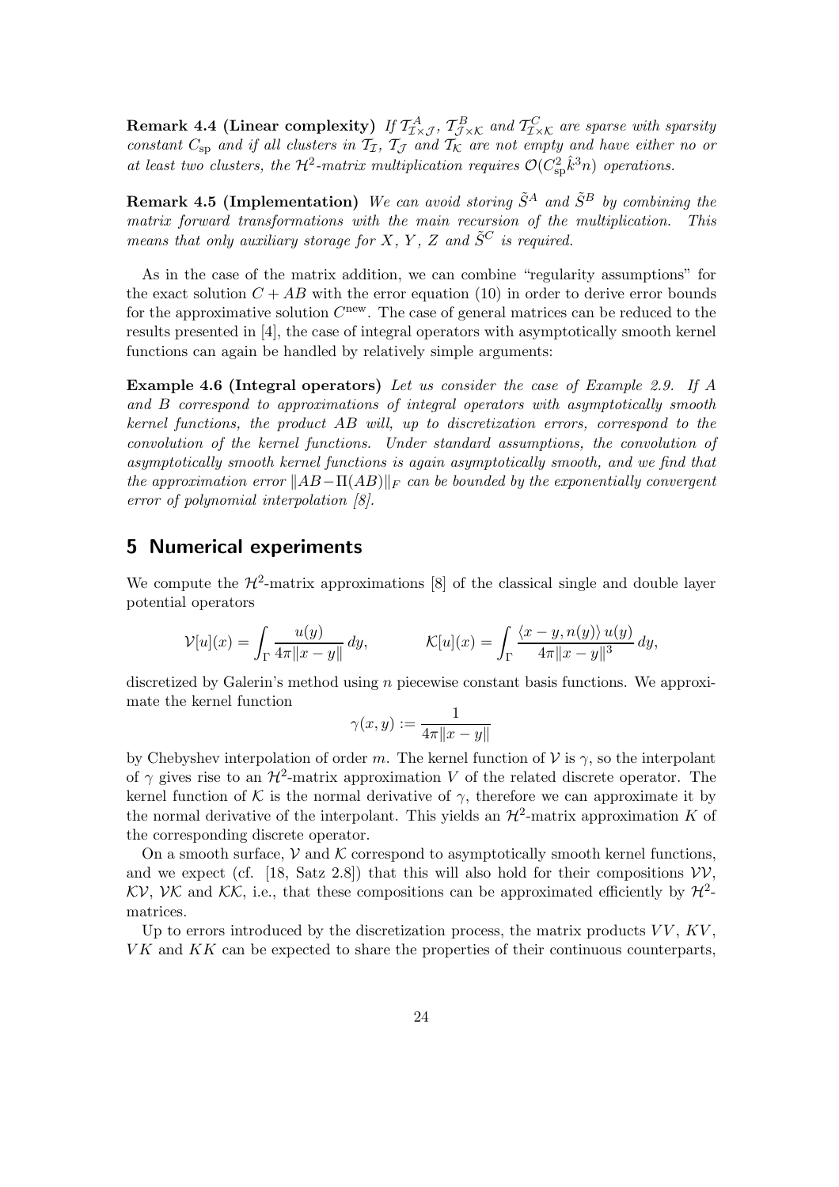**Remark 4.4 (Linear complexity)** *If $\mathcal{T}^A_{\mathcal{I}\times\mathcal{J}}$, $\mathcal{T}^B_{\mathcal{J}\times\mathcal{K}}$ and $\mathcal{T}^C_{\mathcal{I}\times\mathcal{K}}$ are sparse with sparsity constant $C_{\rm sp}$ and if all clusters in $\mathcal{T}_\mathcal{I}$, $\mathcal{T}_\mathcal{J}$ and $\mathcal{T}_\mathcal{K}$ are not empty and have either no or at least two clusters, the $\mathcal{H}^2$-matrix multiplication requires $\mathcal{O}(C_{\rm sp}^2 \hat{k}^3 n)$ operations.*

**Remark 4.5 (Implementation)** *We can avoid storing $\tilde{S}^A$ and $\tilde{S}^B$ by combining the matrix forward transformations with the main recursion of the multiplication. This means that only auxiliary storage for $X$, $Y$, $Z$ and $\tilde{S}^C$ is required.*

As in the case of the matrix addition, we can combine "regularity assumptions" for the exact solution $C + AB$ with the error equation (10) in order to derive error bounds for the approximative solution $C^{\rm new}$. The case of general matrices can be reduced to the results presented in [4], the case of integral operators with asymptotically smooth kernel functions can again be handled by relatively simple arguments:

**Example 4.6 (Integral operators)** *Let us consider the case of Example 2.9. If $A$ and $B$ correspond to approximations of integral operators with asymptotically smooth kernel functions, the product $AB$ will, up to discretization errors, correspond to the convolution of the kernel functions. Under standard assumptions, the convolution of asymptotically smooth kernel functions is again asymptotically smooth, and we find that the approximation error $\|AB - \Pi(AB)\|_F$ can be bounded by the exponentially convergent error of polynomial interpolation [8].*

## 5 Numerical experiments

We compute the $\mathcal{H}^2$-matrix approximations [8] of the classical single and double layer potential operators

$$\mathcal{V}[u](x) = \int_\Gamma \frac{u(y)}{4\pi\|x-y\|}\,dy, \qquad\qquad \mathcal{K}[u](x) = \int_\Gamma \frac{\langle x-y, n(y)\rangle\, u(y)}{4\pi\|x-y\|^3}\,dy,$$

discretized by Galerin's method using $n$ piecewise constant basis functions. We approximate the kernel function

$$\gamma(x,y) := \frac{1}{4\pi\|x-y\|}$$

by Chebyshev interpolation of order $m$. The kernel function of $\mathcal{V}$ is $\gamma$, so the interpolant of $\gamma$ gives rise to an $\mathcal{H}^2$-matrix approximation $V$ of the related discrete operator. The kernel function of $\mathcal{K}$ is the normal derivative of $\gamma$, therefore we can approximate it by the normal derivative of the interpolant. This yields an $\mathcal{H}^2$-matrix approximation $K$ of the corresponding discrete operator.

On a smooth surface, $\mathcal{V}$ and $\mathcal{K}$ correspond to asymptotically smooth kernel functions, and we expect (cf. [18, Satz 2.8]) that this will also hold for their compositions $\mathcal{V}\mathcal{V}$, $\mathcal{K}\mathcal{V}$, $\mathcal{V}\mathcal{K}$ and $\mathcal{K}\mathcal{K}$, i.e., that these compositions can be approximated efficiently by $\mathcal{H}^2$-matrices.

Up to errors introduced by the discretization process, the matrix products $VV$, $KV$, $VK$ and $KK$ can be expected to share the properties of their continuous counterparts,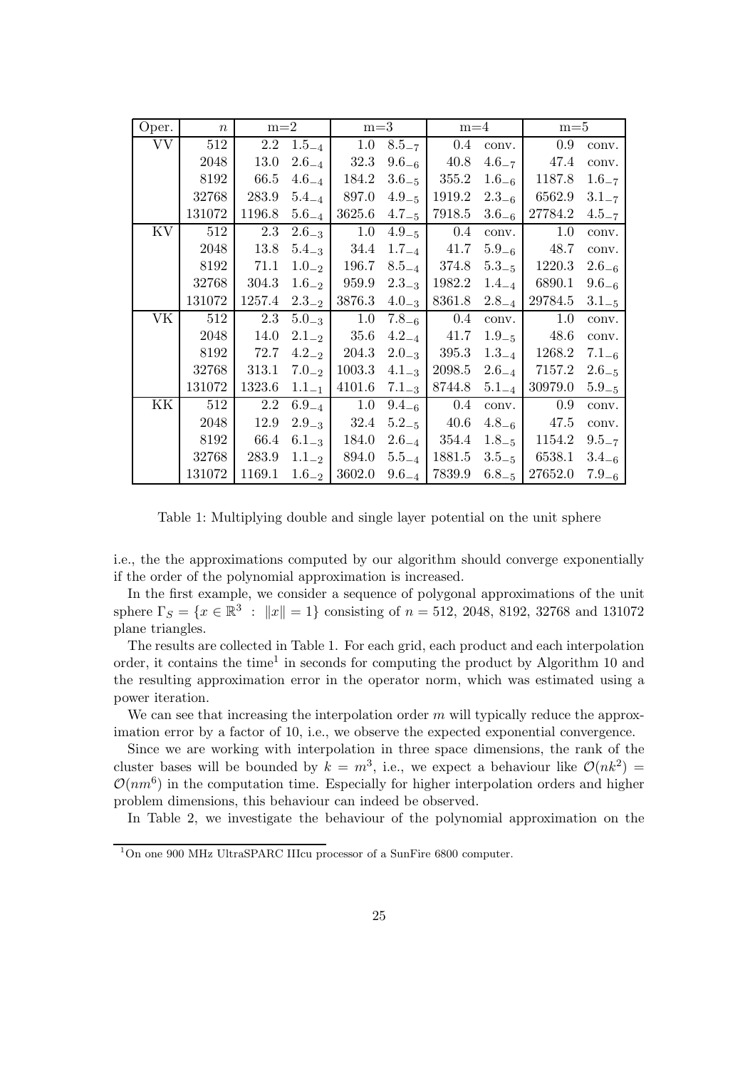| Oper. | $n$ | m=2 | | m=3 | | m=4 | | m=5 | |
|---|---|---|---|---|---|---|---|---|---|
| VV | 512 | 2.2 | $1.5_{-4}$ | 1.0 | $8.5_{-7}$ | 0.4 | conv. | 0.9 | conv. |
| | 2048 | 13.0 | $2.6_{-4}$ | 32.3 | $9.6_{-6}$ | 40.8 | $4.6_{-7}$ | 47.4 | conv. |
| | 8192 | 66.5 | $4.6_{-4}$ | 184.2 | $3.6_{-5}$ | 355.2 | $1.6_{-6}$ | 1187.8 | $1.6_{-7}$ |
| | 32768 | 283.9 | $5.4_{-4}$ | 897.0 | $4.9_{-5}$ | 1919.2 | $2.3_{-6}$ | 6562.9 | $3.1_{-7}$ |
| | 131072 | 1196.8 | $5.6_{-4}$ | 3625.6 | $4.7_{-5}$ | 7918.5 | $3.6_{-6}$ | 27784.2 | $4.5_{-7}$ |
| KV | 512 | 2.3 | $2.6_{-3}$ | 1.0 | $4.9_{-5}$ | 0.4 | conv. | 1.0 | conv. |
| | 2048 | 13.8 | $5.4_{-3}$ | 34.4 | $1.7_{-4}$ | 41.7 | $5.9_{-6}$ | 48.7 | conv. |
| | 8192 | 71.1 | $1.0_{-2}$ | 196.7 | $8.5_{-4}$ | 374.8 | $5.3_{-5}$ | 1220.3 | $2.6_{-6}$ |
| | 32768 | 304.3 | $1.6_{-2}$ | 959.9 | $2.3_{-3}$ | 1982.2 | $1.4_{-4}$ | 6890.1 | $9.6_{-6}$ |
| | 131072 | 1257.4 | $2.3_{-2}$ | 3876.3 | $4.0_{-3}$ | 8361.8 | $2.8_{-4}$ | 29784.5 | $3.1_{-5}$ |
| VK | 512 | 2.3 | $5.0_{-3}$ | 1.0 | $7.8_{-6}$ | 0.4 | conv. | 1.0 | conv. |
| | 2048 | 14.0 | $2.1_{-2}$ | 35.6 | $4.2_{-4}$ | 41.7 | $1.9_{-5}$ | 48.6 | conv. |
| | 8192 | 72.7 | $4.2_{-2}$ | 204.3 | $2.0_{-3}$ | 395.3 | $1.3_{-4}$ | 1268.2 | $7.1_{-6}$ |
| | 32768 | 313.1 | $7.0_{-2}$ | 1003.3 | $4.1_{-3}$ | 2098.5 | $2.6_{-4}$ | 7157.2 | $2.6_{-5}$ |
| | 131072 | 1323.6 | $1.1_{-1}$ | 4101.6 | $7.1_{-3}$ | 8744.8 | $5.1_{-4}$ | 30979.0 | $5.9_{-5}$ |
| KK | 512 | 2.2 | $6.9_{-4}$ | 1.0 | $9.4_{-6}$ | 0.4 | conv. | 0.9 | conv. |
| | 2048 | 12.9 | $2.9_{-3}$ | 32.4 | $5.2_{-5}$ | 40.6 | $4.8_{-6}$ | 47.5 | conv. |
| | 8192 | 66.4 | $6.1_{-3}$ | 184.0 | $2.6_{-4}$ | 354.4 | $1.8_{-5}$ | 1154.2 | $9.5_{-7}$ |
| | 32768 | 283.9 | $1.1_{-2}$ | 894.0 | $5.5_{-4}$ | 1881.5 | $3.5_{-5}$ | 6538.1 | $3.4_{-6}$ |
| | 131072 | 1169.1 | $1.6_{-2}$ | 3602.0 | $9.6_{-4}$ | 7839.9 | $6.8_{-5}$ | 27652.0 | $7.9_{-6}$ |

Table 1: Multiplying double and single layer potential on the unit sphere

i.e., the the approximations computed by our algorithm should converge exponentially if the order of the polynomial approximation is increased.

In the first example, we consider a sequence of polygonal approximations of the unit sphere $\Gamma_S = \{x \in \mathbb{R}^3 \ : \ \|x\| = 1\}$ consisting of $n = 512$, 2048, 8192, 32768 and 131072 plane triangles.

The results are collected in Table 1. For each grid, each product and each interpolation order, it contains the time[1] in seconds for computing the product by Algorithm 10 and the resulting approximation error in the operator norm, which was estimated using a power iteration.

We can see that increasing the interpolation order $m$ will typically reduce the approximation error by a factor of 10, i.e., we observe the expected exponential convergence.

Since we are working with interpolation in three space dimensions, the rank of the cluster bases will be bounded by $k = m^3$, i.e., we expect a behaviour like $\mathcal{O}(nk^2) = \mathcal{O}(nm^6)$ in the computation time. Especially for higher interpolation orders and higher problem dimensions, this behaviour can indeed be observed.

In Table 2, we investigate the behaviour of the polynomial approximation on the

[1] On one 900 MHz UltraSPARC IIIcu processor of a SunFire 6800 computer.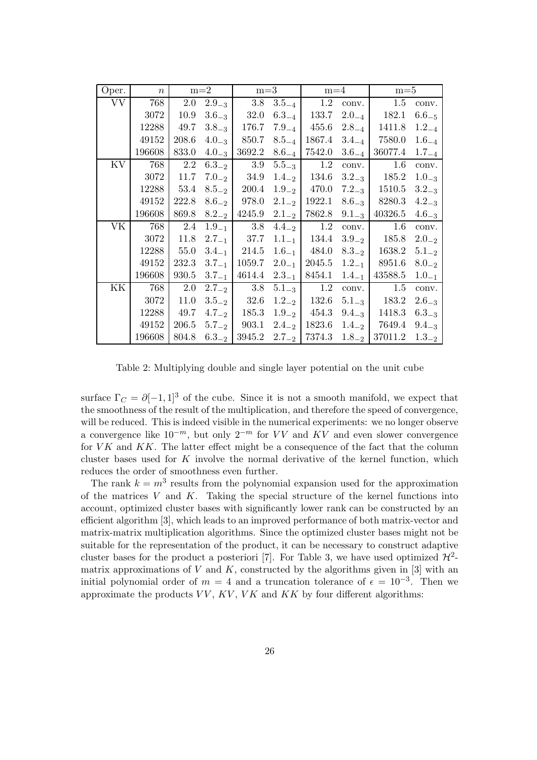| Oper. | $n$ | m=2 | | m=3 | | m=4 | | m=5 | |
|---|---|---|---|---|---|---|---|---|---|
| VV | 768 | 2.0 | $2.9_{-3}$ | 3.8 | $3.5_{-4}$ | 1.2 | conv. | 1.5 | conv. |
| | 3072 | 10.9 | $3.6_{-3}$ | 32.0 | $6.3_{-4}$ | 133.7 | $2.0_{-4}$ | 182.1 | $6.6_{-5}$ |
| | 12288 | 49.7 | $3.8_{-3}$ | 176.7 | $7.9_{-4}$ | 455.6 | $2.8_{-4}$ | 1411.8 | $1.2_{-4}$ |
| | 49152 | 208.6 | $4.0_{-3}$ | 850.7 | $8.5_{-4}$ | 1867.4 | $3.4_{-4}$ | 7580.0 | $1.6_{-4}$ |
| | 196608 | 833.0 | $4.0_{-3}$ | 3692.2 | $8.6_{-4}$ | 7542.0 | $3.6_{-4}$ | 36077.4 | $1.7_{-4}$ |
| KV | 768 | 2.2 | $6.3_{-2}$ | 3.9 | $5.5_{-3}$ | 1.2 | conv. | 1.6 | conv. |
| | 3072 | 11.7 | $7.0_{-2}$ | 34.9 | $1.4_{-2}$ | 134.6 | $3.2_{-3}$ | 185.2 | $1.0_{-3}$ |
| | 12288 | 53.4 | $8.5_{-2}$ | 200.4 | $1.9_{-2}$ | 470.0 | $7.2_{-3}$ | 1510.5 | $3.2_{-3}$ |
| | 49152 | 222.8 | $8.6_{-2}$ | 978.0 | $2.1_{-2}$ | 1922.1 | $8.6_{-3}$ | 8280.3 | $4.2_{-3}$ |
| | 196608 | 869.8 | $8.2_{-2}$ | 4245.9 | $2.1_{-2}$ | 7862.8 | $9.1_{-3}$ | 40326.5 | $4.6_{-3}$ |
| VK | 768 | 2.4 | $1.9_{-1}$ | 3.8 | $4.4_{-2}$ | 1.2 | conv. | 1.6 | conv. |
| | 3072 | 11.8 | $2.7_{-1}$ | 37.7 | $1.1_{-1}$ | 134.4 | $3.9_{-2}$ | 185.8 | $2.0_{-2}$ |
| | 12288 | 55.0 | $3.4_{-1}$ | 214.5 | $1.6_{-1}$ | 484.0 | $8.3_{-2}$ | 1638.2 | $5.1_{-2}$ |
| | 49152 | 232.3 | $3.7_{-1}$ | 1059.7 | $2.0_{-1}$ | 2045.5 | $1.2_{-1}$ | 8951.6 | $8.0_{-2}$ |
| | 196608 | 930.5 | $3.7_{-1}$ | 4614.4 | $2.3_{-1}$ | 8454.1 | $1.4_{-1}$ | 43588.5 | $1.0_{-1}$ |
| KK | 768 | 2.0 | $2.7_{-2}$ | 3.8 | $5.1_{-3}$ | 1.2 | conv. | 1.5 | conv. |
| | 3072 | 11.0 | $3.5_{-2}$ | 32.6 | $1.2_{-2}$ | 132.6 | $5.1_{-3}$ | 183.2 | $2.6_{-3}$ |
| | 12288 | 49.7 | $4.7_{-2}$ | 185.3 | $1.9_{-2}$ | 454.3 | $9.4_{-3}$ | 1418.3 | $6.3_{-3}$ |
| | 49152 | 206.5 | $5.7_{-2}$ | 903.1 | $2.4_{-2}$ | 1823.6 | $1.4_{-2}$ | 7649.4 | $9.4_{-3}$ |
| | 196608 | 804.8 | $6.3_{-2}$ | 3945.2 | $2.7_{-2}$ | 7374.3 | $1.8_{-2}$ | 37011.2 | $1.3_{-2}$ |

Table 2: Multiplying double and single layer potential on the unit cube

surface $\Gamma_C = \partial[-1,1]^3$ of the cube. Since it is not a smooth manifold, we expect that the smoothness of the result of the multiplication, and therefore the speed of convergence, will be reduced. This is indeed visible in the numerical experiments: we no longer observe a convergence like $10^{-m}$, but only $2^{-m}$ for $VV$ and $KV$ and even slower convergence for $VK$ and $KK$. The latter effect might be a consequence of the fact that the column cluster bases used for $K$ involve the normal derivative of the kernel function, which reduces the order of smoothness even further.

The rank $k = m^3$ results from the polynomial expansion used for the approximation of the matrices $V$ and $K$. Taking the special structure of the kernel functions into account, optimized cluster bases with significantly lower rank can be constructed by an efficient algorithm [3], which leads to an improved performance of both matrix-vector and matrix-matrix multiplication algorithms. Since the optimized cluster bases might not be suitable for the representation of the product, it can be necessary to construct adaptive cluster bases for the product a posteriori [7]. For Table 3, we have used optimized $\mathcal{H}^2$-matrix approximations of $V$ and $K$, constructed by the algorithms given in [3] with an initial polynomial order of $m = 4$ and a truncation tolerance of $\epsilon = 10^{-3}$. Then we approximate the products $VV$, $KV$, $VK$ and $KK$ by four different algorithms: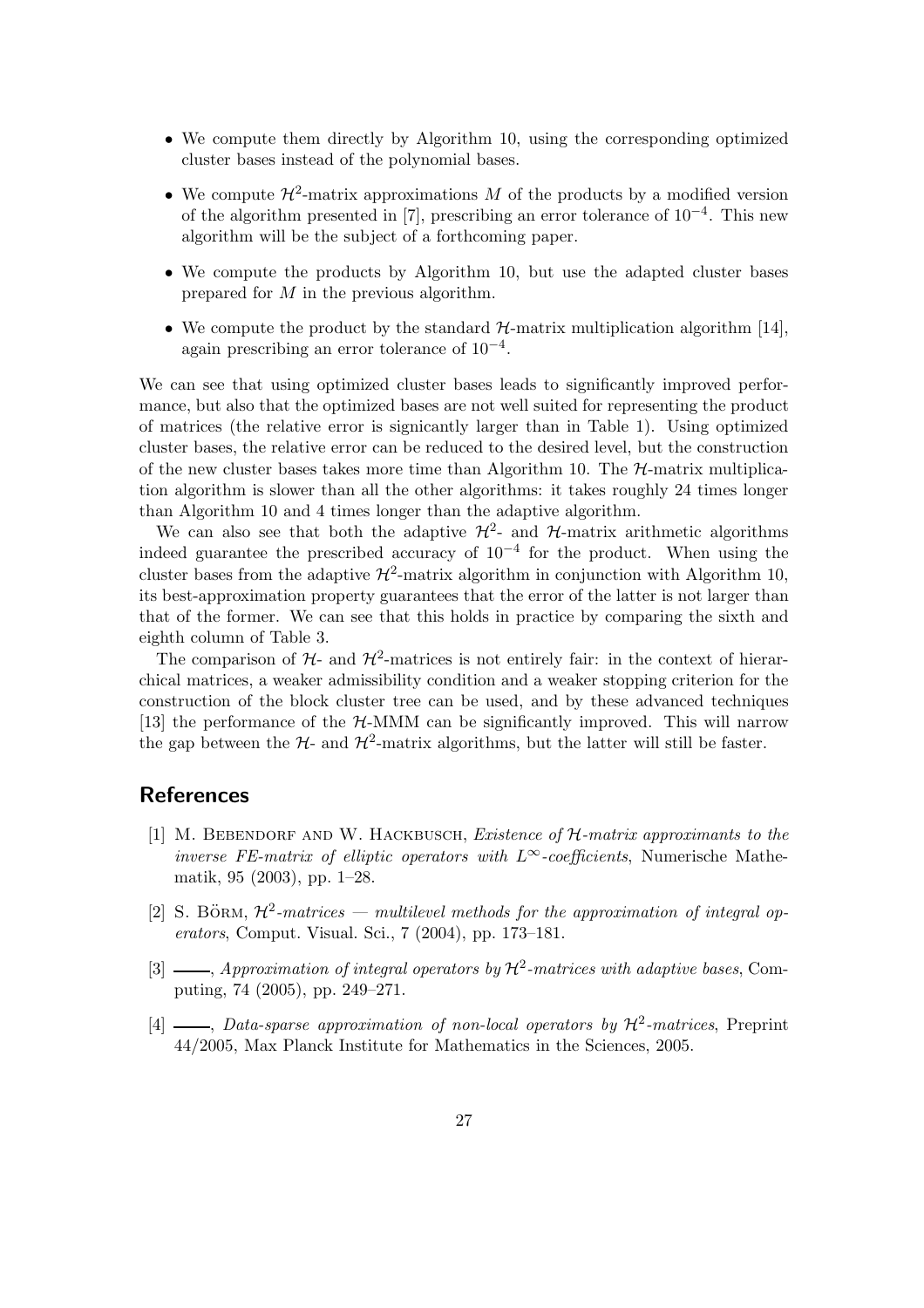- We compute them directly by Algorithm 10, using the corresponding optimized cluster bases instead of the polynomial bases.
- We compute $\mathcal{H}^2$-matrix approximations $M$ of the products by a modified version of the algorithm presented in [7], prescribing an error tolerance of $10^{-4}$. This new algorithm will be the subject of a forthcoming paper.
- We compute the products by Algorithm 10, but use the adapted cluster bases prepared for $M$ in the previous algorithm.
- We compute the product by the standard $\mathcal{H}$-matrix multiplication algorithm [14], again prescribing an error tolerance of $10^{-4}$.

We can see that using optimized cluster bases leads to significantly improved performance, but also that the optimized bases are not well suited for representing the product of matrices (the relative error is signicantly larger than in Table 1). Using optimized cluster bases, the relative error can be reduced to the desired level, but the construction of the new cluster bases takes more time than Algorithm 10. The $\mathcal{H}$-matrix multiplication algorithm is slower than all the other algorithms: it takes roughly 24 times longer than Algorithm 10 and 4 times longer than the adaptive algorithm.

We can also see that both the adaptive $\mathcal{H}^2$- and $\mathcal{H}$-matrix arithmetic algorithms indeed guarantee the prescribed accuracy of $10^{-4}$ for the product. When using the cluster bases from the adaptive $\mathcal{H}^2$-matrix algorithm in conjunction with Algorithm 10, its best-approximation property guarantees that the error of the latter is not larger than that of the former. We can see that this holds in practice by comparing the sixth and eighth column of Table 3.

The comparison of $\mathcal{H}$- and $\mathcal{H}^2$-matrices is not entirely fair: in the context of hierarchical matrices, a weaker admissibility condition and a weaker stopping criterion for the construction of the block cluster tree can be used, and by these advanced techniques [13] the performance of the $\mathcal{H}$-MMM can be significantly improved. This will narrow the gap between the $\mathcal{H}$- and $\mathcal{H}^2$-matrix algorithms, but the latter will still be faster.

## References

[1] M. Bebendorf and W. Hackbusch, *Existence of $\mathcal{H}$-matrix approximants to the inverse FE-matrix of elliptic operators with $L^\infty$-coefficients*, Numerische Mathematik, 95 (2003), pp. 1–28.

[2] S. Börm, *$\mathcal{H}^2$-matrices — multilevel methods for the approximation of integral operators*, Comput. Visual. Sci., 7 (2004), pp. 173–181.

[3] ——, *Approximation of integral operators by $\mathcal{H}^2$-matrices with adaptive bases*, Computing, 74 (2005), pp. 249–271.

[4] ——, *Data-sparse approximation of non-local operators by $\mathcal{H}^2$-matrices*, Preprint 44/2005, Max Planck Institute for Mathematics in the Sciences, 2005.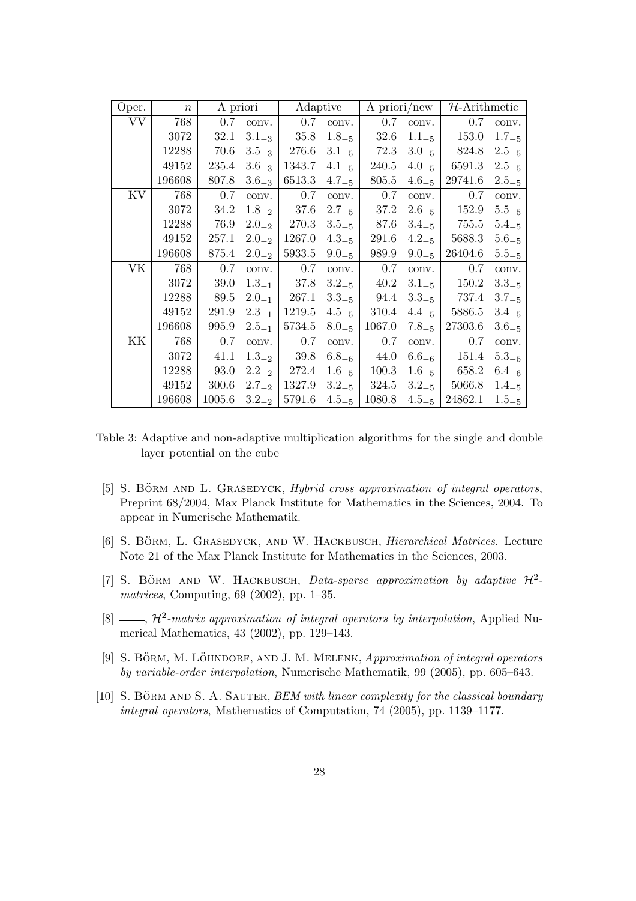| Oper. | $n$ | A priori | | Adaptive | | A priori/new | | $\mathcal{H}$-Arithmetic | |
|---|---|---|---|---|---|---|---|---|---|
| VV | 768 | 0.7 | conv. | 0.7 | conv. | 0.7 | conv. | 0.7 | conv. |
| | 3072 | 32.1 | $3.1_{-3}$ | 35.8 | $1.8_{-5}$ | 32.6 | $1.1_{-5}$ | 153.0 | $1.7_{-5}$ |
| | 12288 | 70.6 | $3.5_{-3}$ | 276.6 | $3.1_{-5}$ | 72.3 | $3.0_{-5}$ | 824.8 | $2.5_{-5}$ |
| | 49152 | 235.4 | $3.6_{-3}$ | 1343.7 | $4.1_{-5}$ | 240.5 | $4.0_{-5}$ | 6591.3 | $2.5_{-5}$ |
| | 196608 | 807.8 | $3.6_{-3}$ | 6513.3 | $4.7_{-5}$ | 805.5 | $4.6_{-5}$ | 29741.6 | $2.5_{-5}$ |
| KV | 768 | 0.7 | conv. | 0.7 | conv. | 0.7 | conv. | 0.7 | conv. |
| | 3072 | 34.2 | $1.8_{-2}$ | 37.6 | $2.7_{-5}$ | 37.2 | $2.6_{-5}$ | 152.9 | $5.5_{-5}$ |
| | 12288 | 76.9 | $2.0_{-2}$ | 270.3 | $3.5_{-5}$ | 87.6 | $3.4_{-5}$ | 755.5 | $5.4_{-5}$ |
| | 49152 | 257.1 | $2.0_{-2}$ | 1267.0 | $4.3_{-5}$ | 291.6 | $4.2_{-5}$ | 5688.3 | $5.6_{-5}$ |
| | 196608 | 875.4 | $2.0_{-2}$ | 5933.5 | $9.0_{-5}$ | 989.9 | $9.0_{-5}$ | 26404.6 | $5.5_{-5}$ |
| VK | 768 | 0.7 | conv. | 0.7 | conv. | 0.7 | conv. | 0.7 | conv. |
| | 3072 | 39.0 | $1.3_{-1}$ | 37.8 | $3.2_{-5}$ | 40.2 | $3.1_{-5}$ | 150.2 | $3.3_{-5}$ |
| | 12288 | 89.5 | $2.0_{-1}$ | 267.1 | $3.3_{-5}$ | 94.4 | $3.3_{-5}$ | 737.4 | $3.7_{-5}$ |
| | 49152 | 291.9 | $2.3_{-1}$ | 1219.5 | $4.5_{-5}$ | 310.4 | $4.4_{-5}$ | 5886.5 | $3.4_{-5}$ |
| | 196608 | 995.9 | $2.5_{-1}$ | 5734.5 | $8.0_{-5}$ | 1067.0 | $7.8_{-5}$ | 27303.6 | $3.6_{-5}$ |
| KK | 768 | 0.7 | conv. | 0.7 | conv. | 0.7 | conv. | 0.7 | conv. |
| | 3072 | 41.1 | $1.3_{-2}$ | 39.8 | $6.8_{-6}$ | 44.0 | $6.6_{-6}$ | 151.4 | $5.3_{-6}$ |
| | 12288 | 93.0 | $2.2_{-2}$ | 272.4 | $1.6_{-5}$ | 100.3 | $1.6_{-5}$ | 658.2 | $6.4_{-6}$ |
| | 49152 | 300.6 | $2.7_{-2}$ | 1327.9 | $3.2_{-5}$ | 324.5 | $3.2_{-5}$ | 5066.8 | $1.4_{-5}$ |
| | 196608 | 1005.6 | $3.2_{-2}$ | 5791.6 | $4.5_{-5}$ | 1080.8 | $4.5_{-5}$ | 24862.1 | $1.5_{-5}$ |

Table 3: Adaptive and non-adaptive multiplication algorithms for the single and double layer potential on the cube

[5] S. Börm and L. Grasedyck, *Hybrid cross approximation of integral operators*, Preprint 68/2004, Max Planck Institute for Mathematics in the Sciences, 2004. To appear in Numerische Mathematik.

[6] S. Börm, L. Grasedyck, and W. Hackbusch, *Hierarchical Matrices*. Lecture Note 21 of the Max Planck Institute for Mathematics in the Sciences, 2003.

[7] S. Börm and W. Hackbusch, *Data-sparse approximation by adaptive $\mathcal{H}^2$-matrices*, Computing, 69 (2002), pp. 1–35.

[8] ——, *$\mathcal{H}^2$-matrix approximation of integral operators by interpolation*, Applied Numerical Mathematics, 43 (2002), pp. 129–143.

[9] S. Börm, M. Löhndorf, and J. M. Melenk, *Approximation of integral operators by variable-order interpolation*, Numerische Mathematik, 99 (2005), pp. 605–643.

[10] S. Börm and S. A. Sauter, *BEM with linear complexity for the classical boundary integral operators*, Mathematics of Computation, 74 (2005), pp. 1139–1177.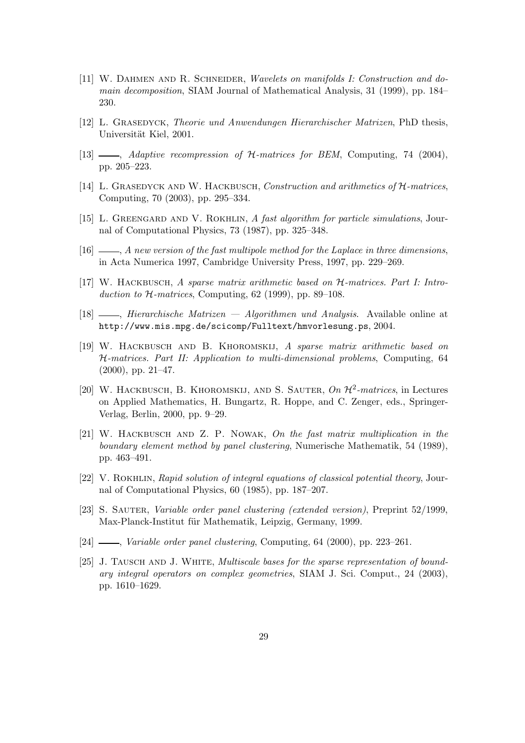[11] W. Dahmen and R. Schneider, *Wavelets on manifolds I: Construction and domain decomposition*, SIAM Journal of Mathematical Analysis, 31 (1999), pp. 184–230.

[12] L. Grasedyck, *Theorie und Anwendungen Hierarchischer Matrizen*, PhD thesis, Universität Kiel, 2001.

[13] ——, *Adaptive recompression of $\mathcal{H}$-matrices for BEM*, Computing, 74 (2004), pp. 205–223.

[14] L. Grasedyck and W. Hackbusch, *Construction and arithmetics of $\mathcal{H}$-matrices*, Computing, 70 (2003), pp. 295–334.

[15] L. Greengard and V. Rokhlin, *A fast algorithm for particle simulations*, Journal of Computational Physics, 73 (1987), pp. 325–348.

[16] ——, *A new version of the fast multipole method for the Laplace in three dimensions*, in Acta Numerica 1997, Cambridge University Press, 1997, pp. 229–269.

[17] W. Hackbusch, *A sparse matrix arithmetic based on $\mathcal{H}$-matrices. Part I: Introduction to $\mathcal{H}$-matrices*, Computing, 62 (1999), pp. 89–108.

[18] ——, *Hierarchische Matrizen — Algorithmen und Analysis*. Available online at `http://www.mis.mpg.de/scicomp/Fulltext/hmvorlesung.ps`, 2004.

[19] W. Hackbusch and B. Khoromskij, *A sparse matrix arithmetic based on $\mathcal{H}$-matrices. Part II: Application to multi-dimensional problems*, Computing, 64 (2000), pp. 21–47.

[20] W. Hackbusch, B. Khoromskij, and S. Sauter, *On $\mathcal{H}^2$-matrices*, in Lectures on Applied Mathematics, H. Bungartz, R. Hoppe, and C. Zenger, eds., Springer-Verlag, Berlin, 2000, pp. 9–29.

[21] W. Hackbusch and Z. P. Nowak, *On the fast matrix multiplication in the boundary element method by panel clustering*, Numerische Mathematik, 54 (1989), pp. 463–491.

[22] V. Rokhlin, *Rapid solution of integral equations of classical potential theory*, Journal of Computational Physics, 60 (1985), pp. 187–207.

[23] S. Sauter, *Variable order panel clustering (extended version)*, Preprint 52/1999, Max-Planck-Institut für Mathematik, Leipzig, Germany, 1999.

[24] ——, *Variable order panel clustering*, Computing, 64 (2000), pp. 223–261.

[25] J. Tausch and J. White, *Multiscale bases for the sparse representation of boundary integral operators on complex geometries*, SIAM J. Sci. Comput., 24 (2003), pp. 1610–1629.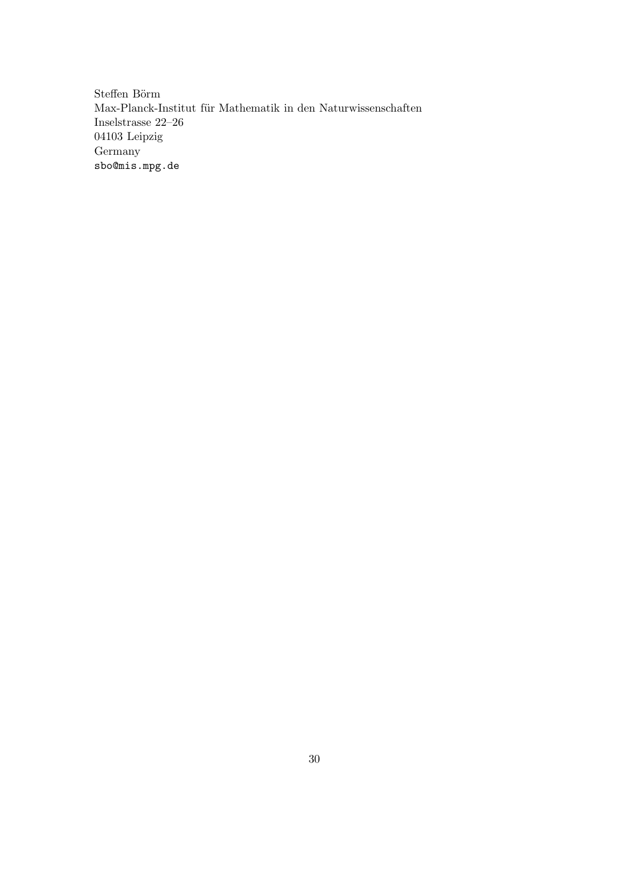Steffen Börm
Max-Planck-Institut für Mathematik in den Naturwissenschaften
Inselstrasse 22–26
04103 Leipzig
Germany
`sbo@mis.mpg.de`